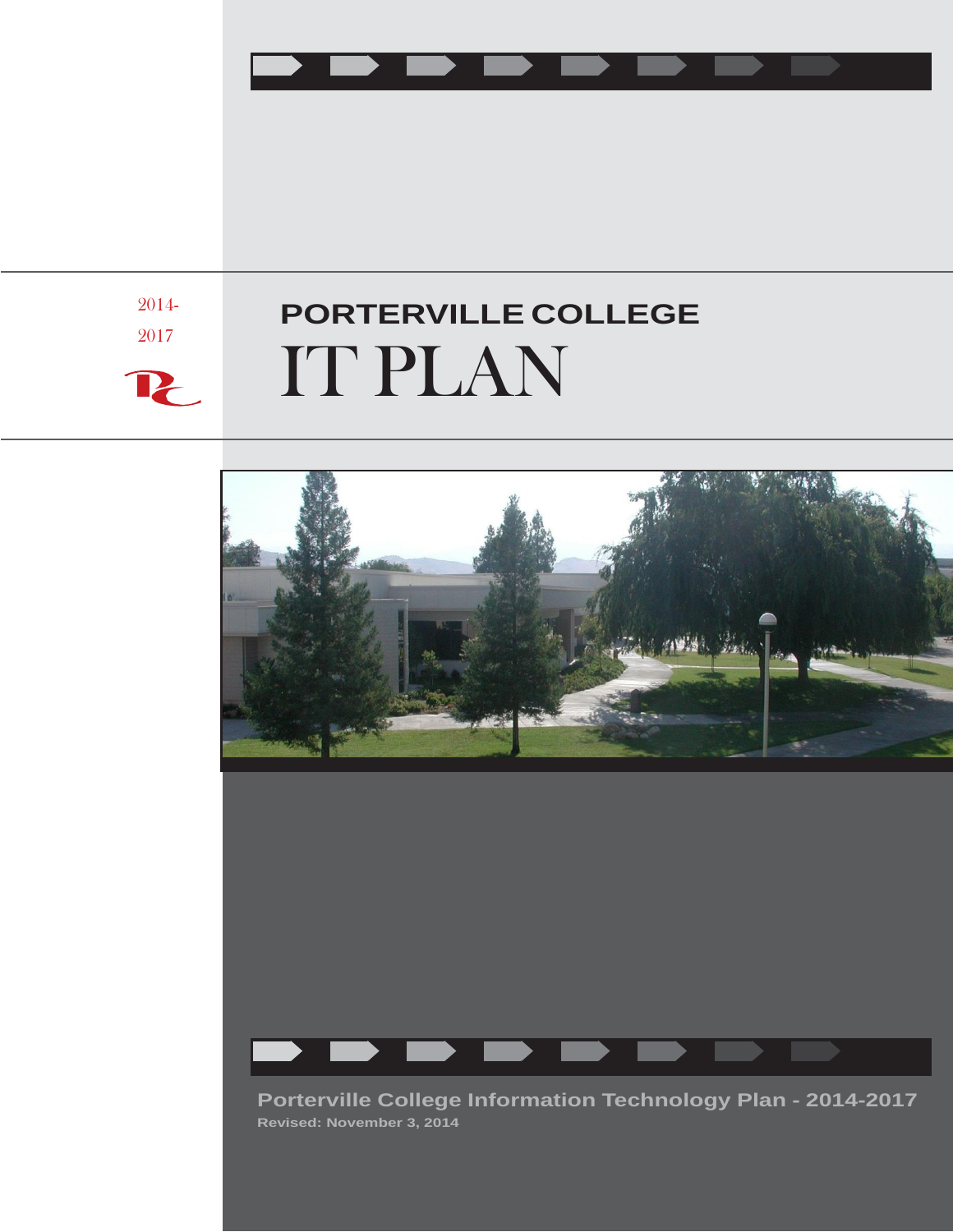2014-2017

# PORTERVILLE COLLEGE

# IT PLAN

**Porterville College Information Technology Plan - 2014-2017**

**Revised: November 3, 2014**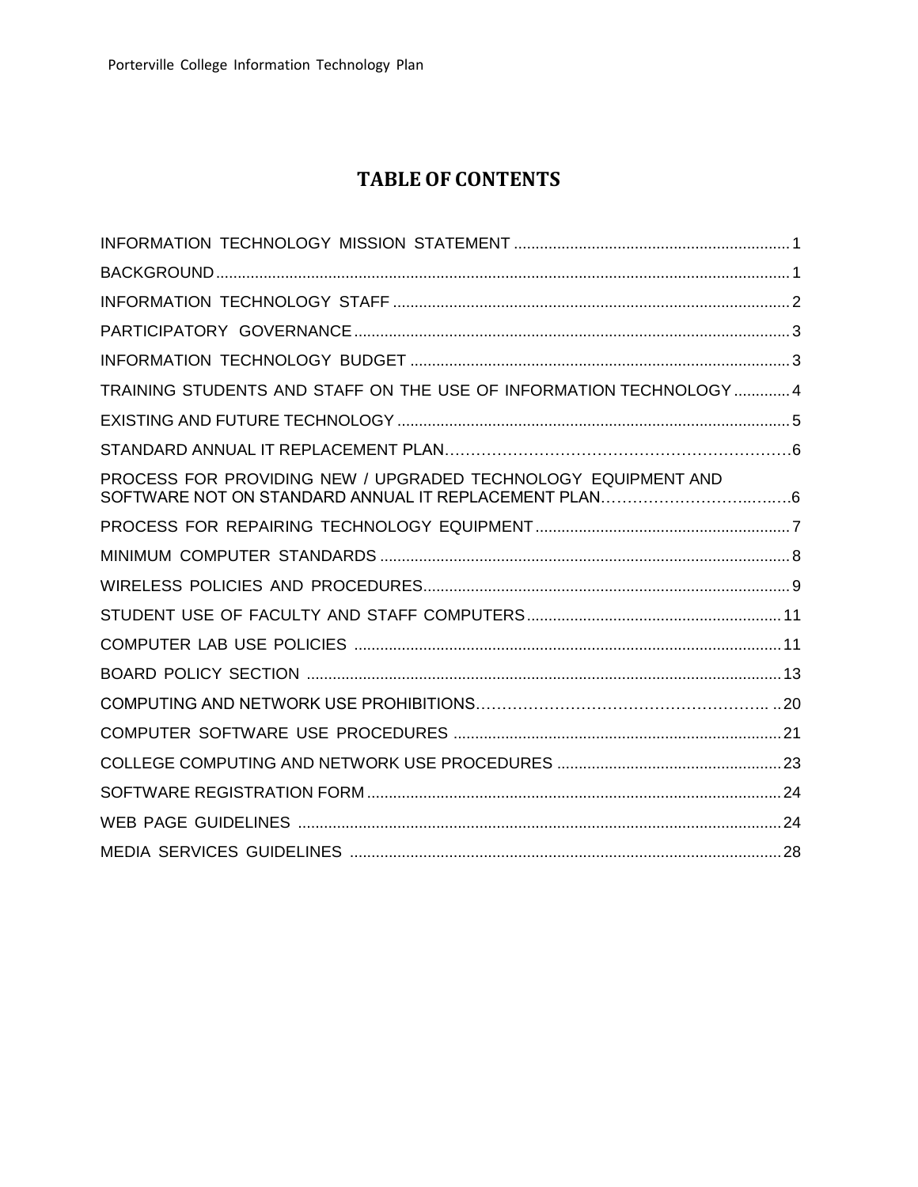# TABLE OF CONTENTS

INFORMATION TECHNOLOGY MISSION STATEMENT ............................................................... 1

BACKGROUND ............................................................................................................................. 1

INFORMATION TECHNOLOGY STAFF ........................................................................................ 2

PARTICIPATORY GOVERNANCE ................................................................................................ 3

INFORMATION TECHNOLOGY BUDGET .................................................................................... 3

TRAINING STUDENTS AND STAFF ON THE USE OF INFORMATION TECHNOLOGY ............. 4

EXISTING AND FUTURE TECHNOLOGY ...................................................................................... 5

STANDARD ANNUAL IT REPLACEMENT PLAN…………………………………………………………6

PROCESS FOR PROVIDING NEW / UPGRADED TECHNOLOGY EQUIPMENT AND SOFTWARE NOT ON STANDARD ANNUAL IT REPLACEMENT PLAN……………………………..……6

PROCESS FOR REPAIRING TECHNOLOGY EQUIPMENT ........................................................... 7

MINIMUM COMPUTER STANDARDS .............................................................................................. 8

WIRELESS POLICIES AND PROCEDURES.................................................................................... 9

STUDENT USE OF FACULTY AND STAFF COMPUTERS ........................................................... 11

COMPUTER LAB USE POLICIES .................................................................................................. 11

BOARD POLICY SECTION ............................................................................................................. 13

COMPUTING AND NETWORK USE PROHIBITIONS……………………………………………….. ..20

COMPUTER SOFTWARE USE PROCEDURES ............................................................................ 21

COLLEGE COMPUTING AND NETWORK USE PROCEDURES .................................................... 23

SOFTWARE REGISTRATION FORM ................................................................................................ 24

WEB PAGE GUIDELINES ................................................................................................................ 24

MEDIA SERVICES GUIDELINES .................................................................................................... 28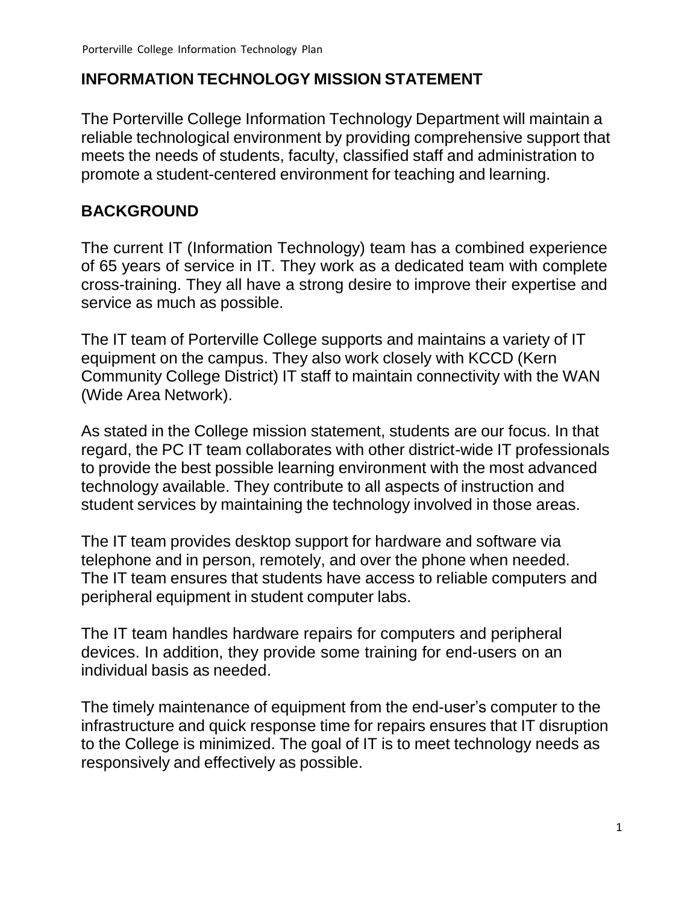## INFORMATION TECHNOLOGY MISSION STATEMENT

The Porterville College Information Technology Department will maintain a reliable technological environment by providing comprehensive support that meets the needs of students, faculty, classified staff and administration to promote a student-centered environment for teaching and learning.

## BACKGROUND

The current IT (Information Technology) team has a combined experience of 65 years of service in IT. They work as a dedicated team with complete cross-training. They all have a strong desire to improve their expertise and service as much as possible.

The IT team of Porterville College supports and maintains a variety of IT equipment on the campus. They also work closely with KCCD (Kern Community College District) IT staff to maintain connectivity with the WAN (Wide Area Network).

As stated in the College mission statement, students are our focus. In that regard, the PC IT team collaborates with other district-wide IT professionals to provide the best possible learning environment with the most advanced technology available. They contribute to all aspects of instruction and student services by maintaining the technology involved in those areas.

The IT team provides desktop support for hardware and software via telephone and in person, remotely, and over the phone when needed. The IT team ensures that students have access to reliable computers and peripheral equipment in student computer labs.

The IT team handles hardware repairs for computers and peripheral devices. In addition, they provide some training for end-users on an individual basis as needed.

The timely maintenance of equipment from the end-user's computer to the infrastructure and quick response time for repairs ensures that IT disruption to the College is minimized. The goal of IT is to meet technology needs as responsively and effectively as possible.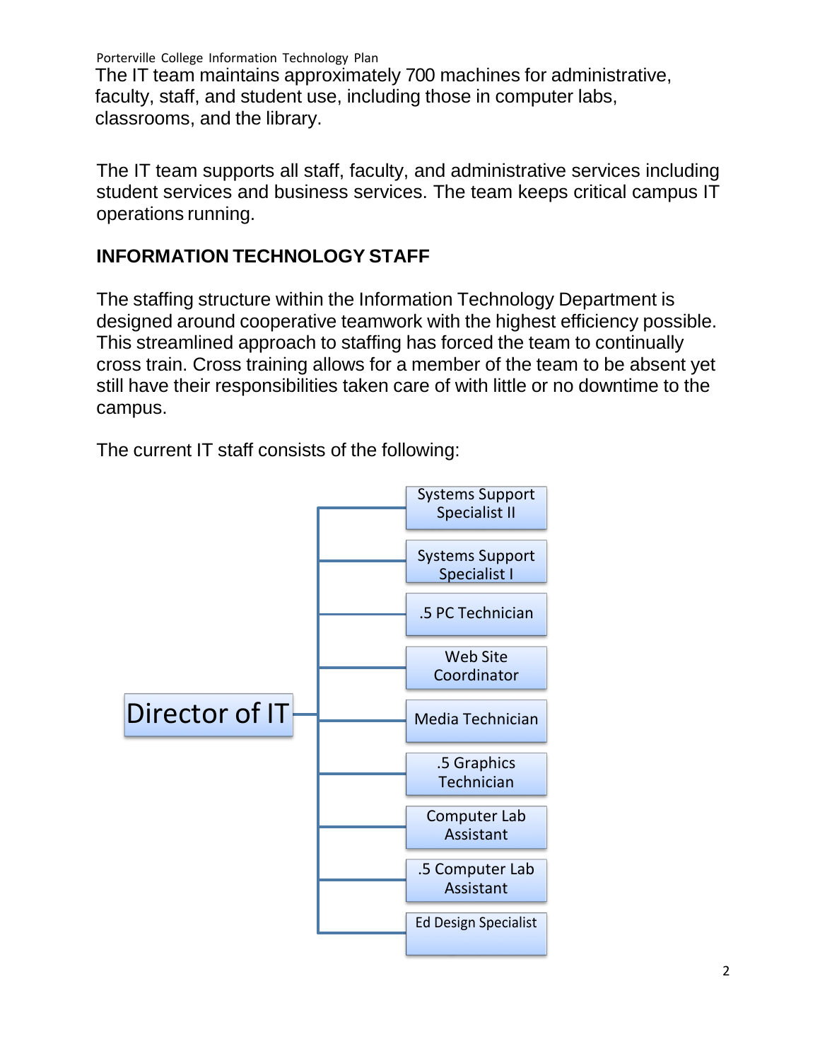The IT team maintains approximately 700 machines for administrative, faculty, staff, and student use, including those in computer labs, classrooms, and the library.

The IT team supports all staff, faculty, and administrative services including student services and business services. The team keeps critical campus IT operations running.

## INFORMATION TECHNOLOGY STAFF

The staffing structure within the Information Technology Department is designed around cooperative teamwork with the highest efficiency possible. This streamlined approach to staffing has forced the team to continually cross train. Cross training allows for a member of the team to be absent yet still have their responsibilities taken care of with little or no downtime to the campus.

The current IT staff consists of the following:

- Director of IT
  - Systems Support Specialist II
  - Systems Support Specialist I
  - .5 PC Technician
  - Web Site Coordinator
  - Media Technician
  - .5 Graphics Technician
  - Computer Lab Assistant
  - .5 Computer Lab Assistant
  - Ed Design Specialist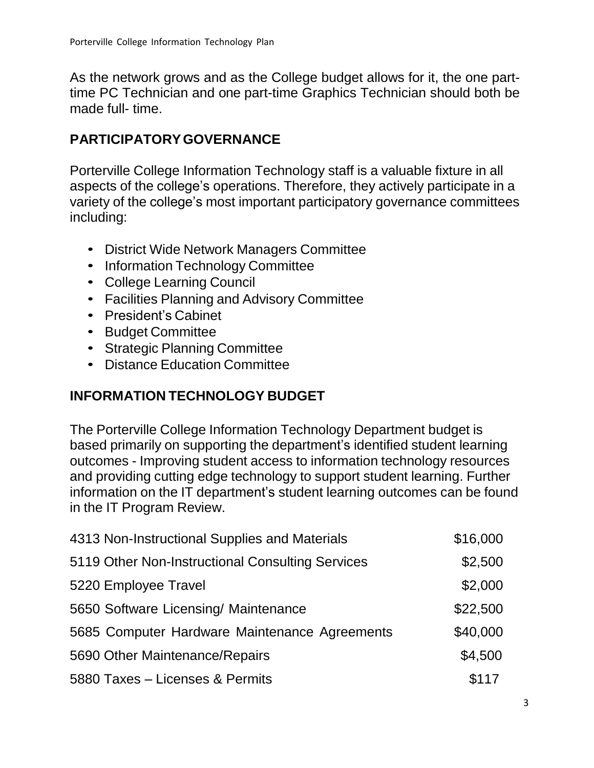As the network grows and as the College budget allows for it, the one part-time PC Technician and one part-time Graphics Technician should both be made full- time.

## PARTICIPATORY GOVERNANCE

Porterville College Information Technology staff is a valuable fixture in all aspects of the college's operations. Therefore, they actively participate in a variety of the college's most important participatory governance committees including:

- District Wide Network Managers Committee
- Information Technology Committee
- College Learning Council
- Facilities Planning and Advisory Committee
- President's Cabinet
- Budget Committee
- Strategic Planning Committee
- Distance Education Committee

## INFORMATION TECHNOLOGY BUDGET

The Porterville College Information Technology Department budget is based primarily on supporting the department's identified student learning outcomes - Improving student access to information technology resources and providing cutting edge technology to support student learning. Further information on the IT department's student learning outcomes can be found in the IT Program Review.

| | |
|---|---|
| 4313 Non-Instructional Supplies and Materials | $16,000 |
| 5119 Other Non-Instructional Consulting Services | $2,500 |
| 5220 Employee Travel | $2,000 |
| 5650 Software Licensing/ Maintenance | $22,500 |
| 5685 Computer Hardware Maintenance Agreements | $40,000 |
| 5690 Other Maintenance/Repairs | $4,500 |
| 5880 Taxes – Licenses & Permits | $117 |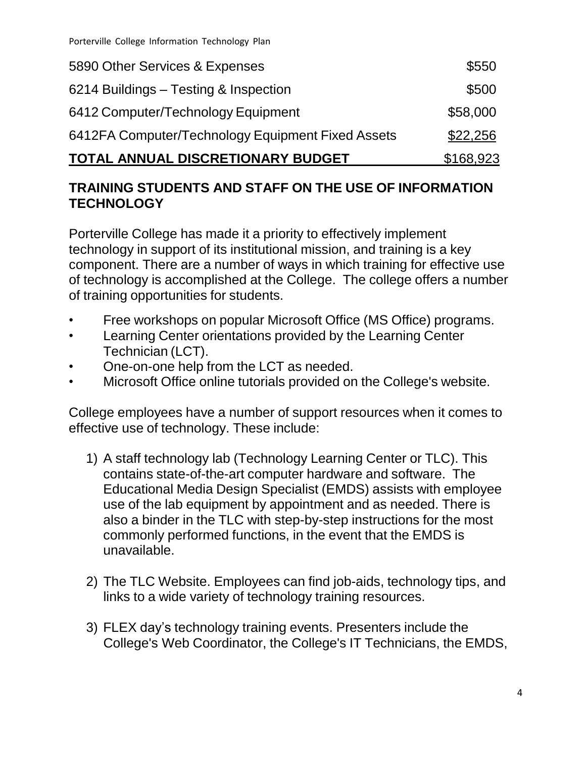| | |
|---|---|
| 5890 Other Services & Expenses | $550 |
| 6214 Buildings – Testing & Inspection | $500 |
| 6412 Computer/Technology Equipment | $58,000 |
| 6412FA Computer/Technology Equipment Fixed Assets | $22,256 |
| **TOTAL ANNUAL DISCRETIONARY BUDGET** | $168,923 |

## TRAINING STUDENTS AND STAFF ON THE USE OF INFORMATION TECHNOLOGY

Porterville College has made it a priority to effectively implement technology in support of its institutional mission, and training is a key component. There are a number of ways in which training for effective use of technology is accomplished at the College. The college offers a number of training opportunities for students.

- Free workshops on popular Microsoft Office (MS Office) programs.
- Learning Center orientations provided by the Learning Center Technician (LCT).
- One-on-one help from the LCT as needed.
- Microsoft Office online tutorials provided on the College's website.

College employees have a number of support resources when it comes to effective use of technology. These include:

1) A staff technology lab (Technology Learning Center or TLC). This contains state-of-the-art computer hardware and software. The Educational Media Design Specialist (EMDS) assists with employee use of the lab equipment by appointment and as needed. There is also a binder in the TLC with step-by-step instructions for the most commonly performed functions, in the event that the EMDS is unavailable.

2) The TLC Website. Employees can find job-aids, technology tips, and links to a wide variety of technology training resources.

3) FLEX day's technology training events. Presenters include the College's Web Coordinator, the College's IT Technicians, the EMDS,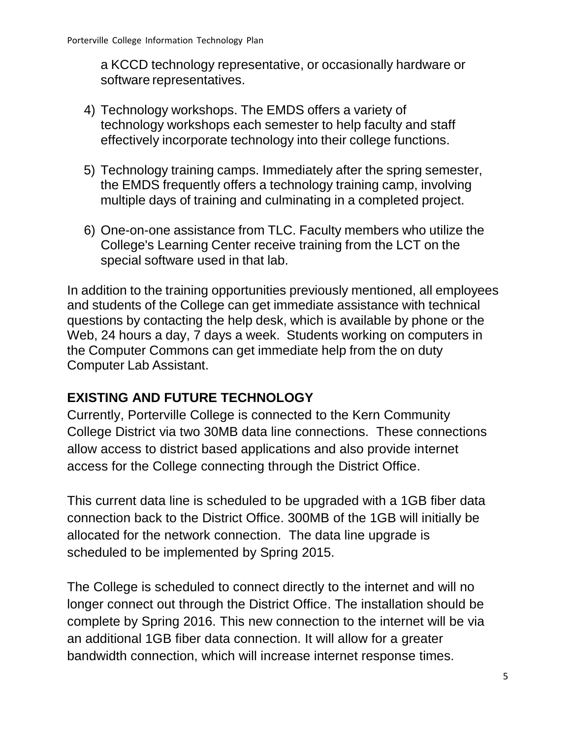a KCCD technology representative, or occasionally hardware or software representatives.

4) Technology workshops. The EMDS offers a variety of technology workshops each semester to help faculty and staff effectively incorporate technology into their college functions.

5) Technology training camps. Immediately after the spring semester, the EMDS frequently offers a technology training camp, involving multiple days of training and culminating in a completed project.

6) One-on-one assistance from TLC. Faculty members who utilize the College's Learning Center receive training from the LCT on the special software used in that lab.

In addition to the training opportunities previously mentioned, all employees and students of the College can get immediate assistance with technical questions by contacting the help desk, which is available by phone or the Web, 24 hours a day, 7 days a week. Students working on computers in the Computer Commons can get immediate help from the on duty Computer Lab Assistant.

## EXISTING AND FUTURE TECHNOLOGY

Currently, Porterville College is connected to the Kern Community College District via two 30MB data line connections. These connections allow access to district based applications and also provide internet access for the College connecting through the District Office.

This current data line is scheduled to be upgraded with a 1GB fiber data connection back to the District Office. 300MB of the 1GB will initially be allocated for the network connection. The data line upgrade is scheduled to be implemented by Spring 2015.

The College is scheduled to connect directly to the internet and will no longer connect out through the District Office. The installation should be complete by Spring 2016. This new connection to the internet will be via an additional 1GB fiber data connection. It will allow for a greater bandwidth connection, which will increase internet response times.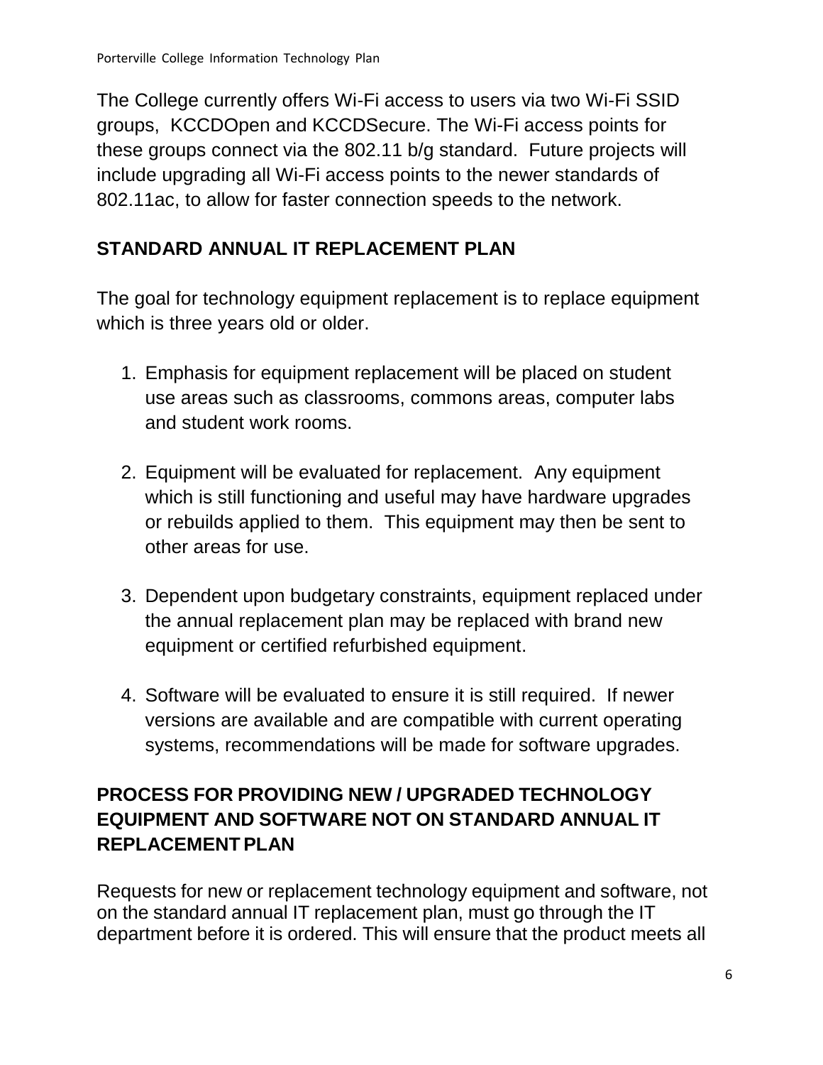The College currently offers Wi-Fi access to users via two Wi-Fi SSID groups, KCCDOpen and KCCDSecure. The Wi-Fi access points for these groups connect via the 802.11 b/g standard. Future projects will include upgrading all Wi-Fi access points to the newer standards of 802.11ac, to allow for faster connection speeds to the network.

## STANDARD ANNUAL IT REPLACEMENT PLAN

The goal for technology equipment replacement is to replace equipment which is three years old or older.

1. Emphasis for equipment replacement will be placed on student use areas such as classrooms, commons areas, computer labs and student work rooms.

2. Equipment will be evaluated for replacement. Any equipment which is still functioning and useful may have hardware upgrades or rebuilds applied to them. This equipment may then be sent to other areas for use.

3. Dependent upon budgetary constraints, equipment replaced under the annual replacement plan may be replaced with brand new equipment or certified refurbished equipment.

4. Software will be evaluated to ensure it is still required. If newer versions are available and are compatible with current operating systems, recommendations will be made for software upgrades.

## PROCESS FOR PROVIDING NEW / UPGRADED TECHNOLOGY EQUIPMENT AND SOFTWARE NOT ON STANDARD ANNUAL IT REPLACEMENT PLAN

Requests for new or replacement technology equipment and software, not on the standard annual IT replacement plan, must go through the IT department before it is ordered. This will ensure that the product meets all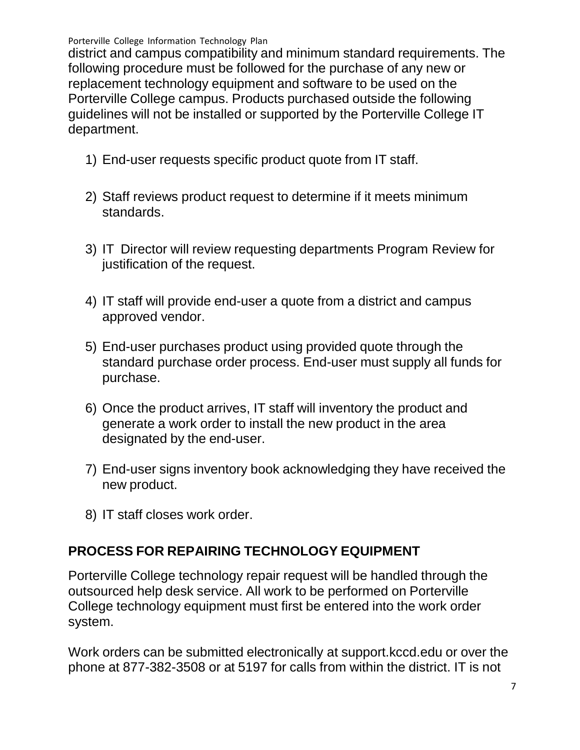district and campus compatibility and minimum standard requirements. The following procedure must be followed for the purchase of any new or replacement technology equipment and software to be used on the Porterville College campus. Products purchased outside the following guidelines will not be installed or supported by the Porterville College IT department.

1) End-user requests specific product quote from IT staff.

2) Staff reviews product request to determine if it meets minimum standards.

3) IT Director will review requesting departments Program Review for justification of the request.

4) IT staff will provide end-user a quote from a district and campus approved vendor.

5) End-user purchases product using provided quote through the standard purchase order process. End-user must supply all funds for purchase.

6) Once the product arrives, IT staff will inventory the product and generate a work order to install the new product in the area designated by the end-user.

7) End-user signs inventory book acknowledging they have received the new product.

8) IT staff closes work order.

## PROCESS FOR REPAIRING TECHNOLOGY EQUIPMENT

Porterville College technology repair request will be handled through the outsourced help desk service. All work to be performed on Porterville College technology equipment must first be entered into the work order system.

Work orders can be submitted electronically at support.kccd.edu or over the phone at 877-382-3508 or at 5197 for calls from within the district. IT is not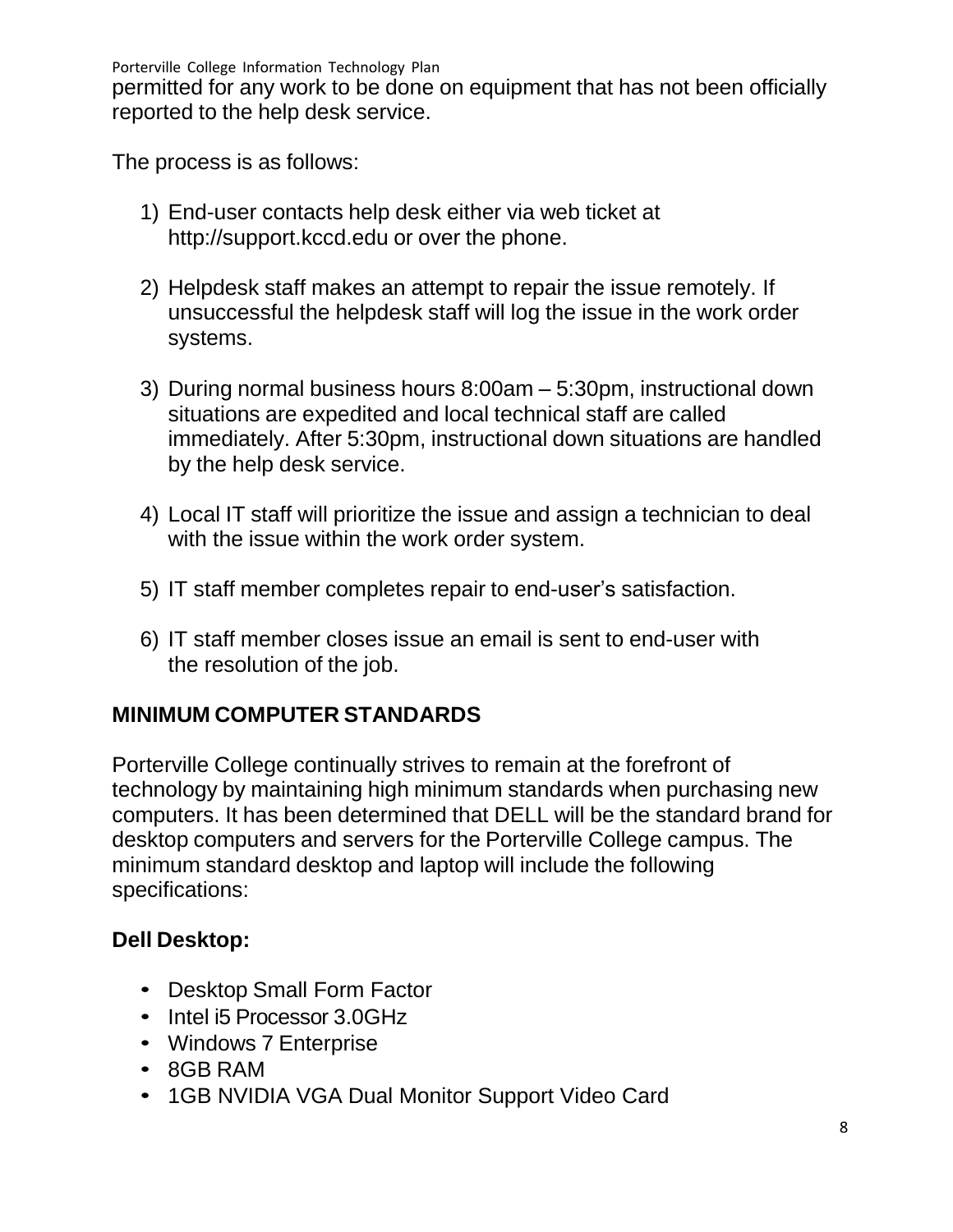permitted for any work to be done on equipment that has not been officially reported to the help desk service.

The process is as follows:

1) End-user contacts help desk either via web ticket at http://support.kccd.edu or over the phone.

2) Helpdesk staff makes an attempt to repair the issue remotely. If unsuccessful the helpdesk staff will log the issue in the work order systems.

3) During normal business hours 8:00am – 5:30pm, instructional down situations are expedited and local technical staff are called immediately. After 5:30pm, instructional down situations are handled by the help desk service.

4) Local IT staff will prioritize the issue and assign a technician to deal with the issue within the work order system.

5) IT staff member completes repair to end-user's satisfaction.

6) IT staff member closes issue an email is sent to end-user with the resolution of the job.

## MINIMUM COMPUTER STANDARDS

Porterville College continually strives to remain at the forefront of technology by maintaining high minimum standards when purchasing new computers. It has been determined that DELL will be the standard brand for desktop computers and servers for the Porterville College campus. The minimum standard desktop and laptop will include the following specifications:

### Dell Desktop:

- Desktop Small Form Factor
- Intel i5 Processor 3.0GHz
- Windows 7 Enterprise
- 8GB RAM
- 1GB NVIDIA VGA Dual Monitor Support Video Card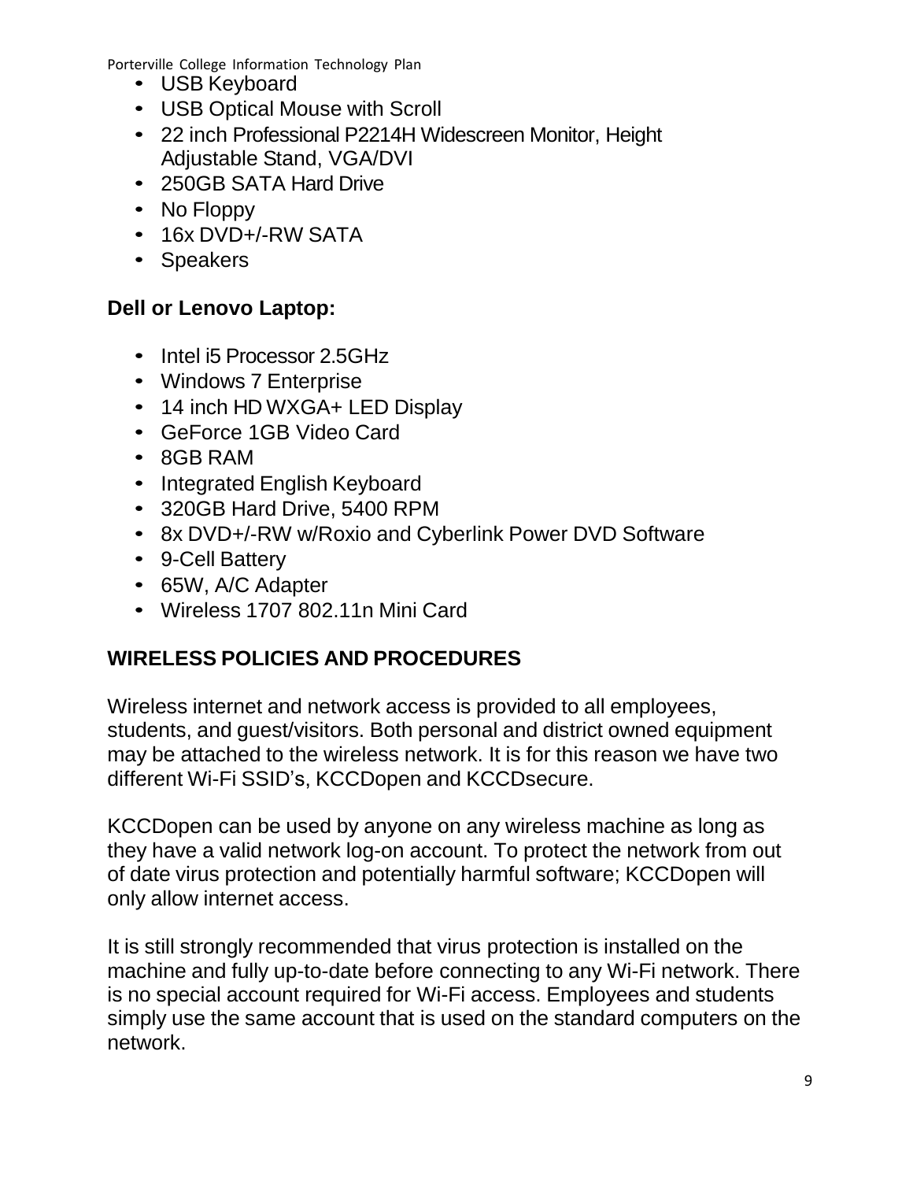- USB Keyboard
- USB Optical Mouse with Scroll
- 22 inch Professional P2214H Widescreen Monitor, Height Adjustable Stand, VGA/DVI
- 250GB SATA Hard Drive
- No Floppy
- 16x DVD+/-RW SATA
- Speakers

**Dell or Lenovo Laptop:**

- Intel i5 Processor 2.5GHz
- Windows 7 Enterprise
- 14 inch HD WXGA+ LED Display
- GeForce 1GB Video Card
- 8GB RAM
- Integrated English Keyboard
- 320GB Hard Drive, 5400 RPM
- 8x DVD+/-RW w/Roxio and Cyberlink Power DVD Software
- 9-Cell Battery
- 65W, A/C Adapter
- Wireless 1707 802.11n Mini Card

## WIRELESS POLICIES AND PROCEDURES

Wireless internet and network access is provided to all employees, students, and guest/visitors. Both personal and district owned equipment may be attached to the wireless network. It is for this reason we have two different Wi-Fi SSID's, KCCDopen and KCCDsecure.

KCCDopen can be used by anyone on any wireless machine as long as they have a valid network log-on account. To protect the network from out of date virus protection and potentially harmful software; KCCDopen will only allow internet access.

It is still strongly recommended that virus protection is installed on the machine and fully up-to-date before connecting to any Wi-Fi network. There is no special account required for Wi-Fi access. Employees and students simply use the same account that is used on the standard computers on the network.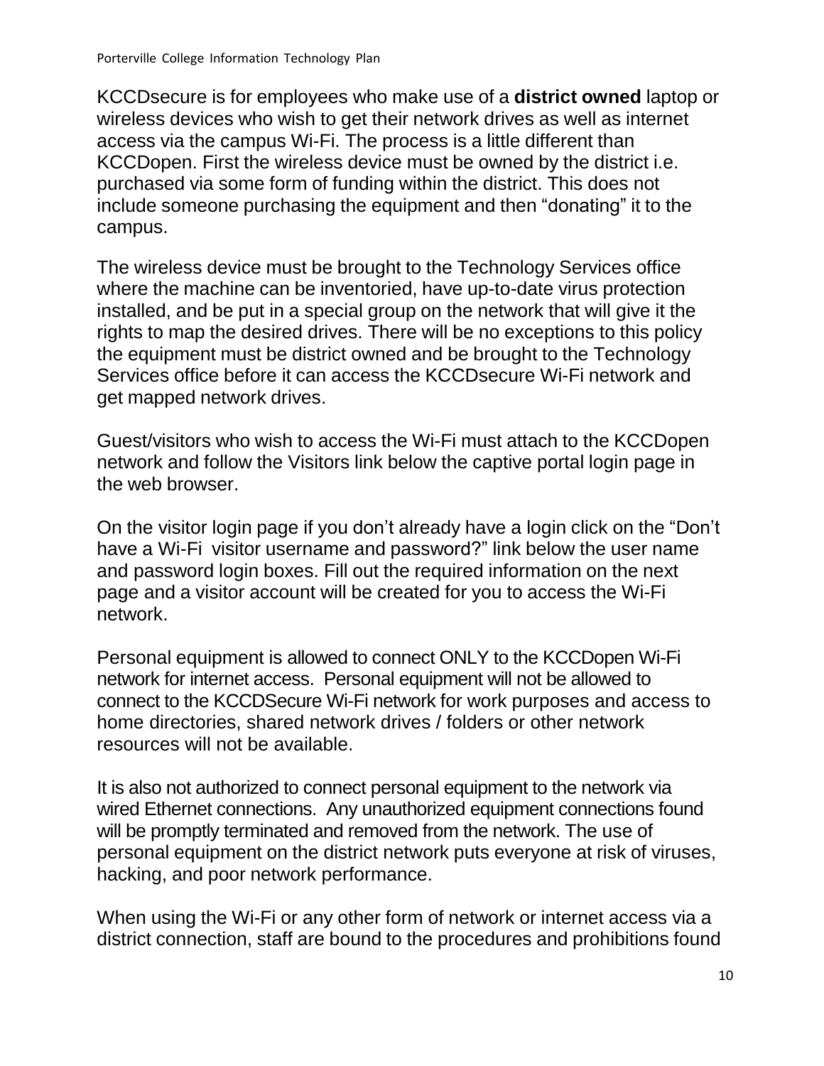KCCDsecure is for employees who make use of a **district owned** laptop or wireless devices who wish to get their network drives as well as internet access via the campus Wi-Fi. The process is a little different than KCCDopen. First the wireless device must be owned by the district i.e. purchased via some form of funding within the district. This does not include someone purchasing the equipment and then "donating" it to the campus.

The wireless device must be brought to the Technology Services office where the machine can be inventoried, have up-to-date virus protection installed, and be put in a special group on the network that will give it the rights to map the desired drives. There will be no exceptions to this policy the equipment must be district owned and be brought to the Technology Services office before it can access the KCCDsecure Wi-Fi network and get mapped network drives.

Guest/visitors who wish to access the Wi-Fi must attach to the KCCDopen network and follow the Visitors link below the captive portal login page in the web browser.

On the visitor login page if you don't already have a login click on the "Don't have a Wi-Fi visitor username and password?" link below the user name and password login boxes. Fill out the required information on the next page and a visitor account will be created for you to access the Wi-Fi network.

Personal equipment is allowed to connect ONLY to the KCCDopen Wi-Fi network for internet access. Personal equipment will not be allowed to connect to the KCCDSecure Wi-Fi network for work purposes and access to home directories, shared network drives / folders or other network resources will not be available.

It is also not authorized to connect personal equipment to the network via wired Ethernet connections. Any unauthorized equipment connections found will be promptly terminated and removed from the network. The use of personal equipment on the district network puts everyone at risk of viruses, hacking, and poor network performance.

When using the Wi-Fi or any other form of network or internet access via a district connection, staff are bound to the procedures and prohibitions found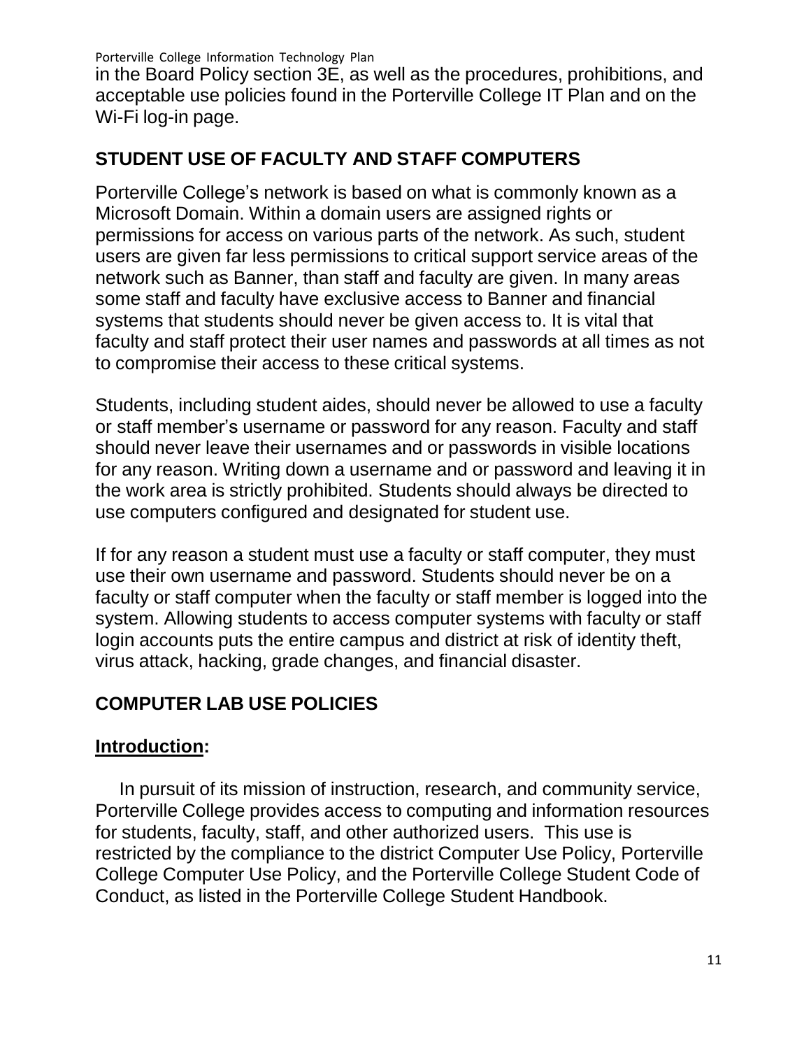in the Board Policy section 3E, as well as the procedures, prohibitions, and acceptable use policies found in the Porterville College IT Plan and on the Wi-Fi log-in page.

## STUDENT USE OF FACULTY AND STAFF COMPUTERS

Porterville College's network is based on what is commonly known as a Microsoft Domain. Within a domain users are assigned rights or permissions for access on various parts of the network. As such, student users are given far less permissions to critical support service areas of the network such as Banner, than staff and faculty are given. In many areas some staff and faculty have exclusive access to Banner and financial systems that students should never be given access to. It is vital that faculty and staff protect their user names and passwords at all times as not to compromise their access to these critical systems.

Students, including student aides, should never be allowed to use a faculty or staff member's username or password for any reason. Faculty and staff should never leave their usernames and or passwords in visible locations for any reason. Writing down a username and or password and leaving it in the work area is strictly prohibited. Students should always be directed to use computers configured and designated for student use.

If for any reason a student must use a faculty or staff computer, they must use their own username and password. Students should never be on a faculty or staff computer when the faculty or staff member is logged into the system. Allowing students to access computer systems with faculty or staff login accounts puts the entire campus and district at risk of identity theft, virus attack, hacking, grade changes, and financial disaster.

## COMPUTER LAB USE POLICIES

### Introduction:

In pursuit of its mission of instruction, research, and community service, Porterville College provides access to computing and information resources for students, faculty, staff, and other authorized users. This use is restricted by the compliance to the district Computer Use Policy, Porterville College Computer Use Policy, and the Porterville College Student Code of Conduct, as listed in the Porterville College Student Handbook.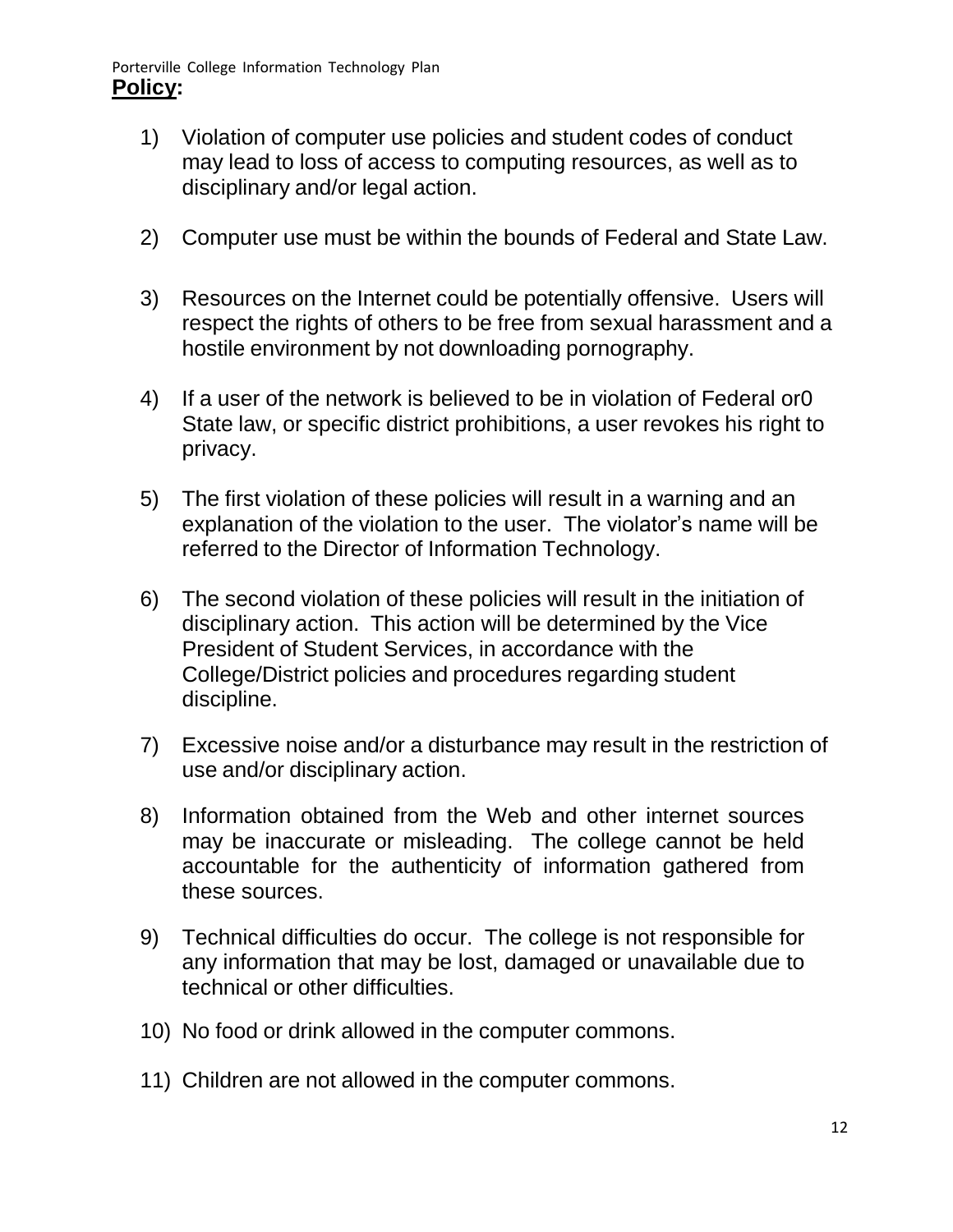**Policy:**

1) Violation of computer use policies and student codes of conduct may lead to loss of access to computing resources, as well as to disciplinary and/or legal action.

2) Computer use must be within the bounds of Federal and State Law.

3) Resources on the Internet could be potentially offensive. Users will respect the rights of others to be free from sexual harassment and a hostile environment by not downloading pornography.

4) If a user of the network is believed to be in violation of Federal or0 State law, or specific district prohibitions, a user revokes his right to privacy.

5) The first violation of these policies will result in a warning and an explanation of the violation to the user. The violator's name will be referred to the Director of Information Technology.

6) The second violation of these policies will result in the initiation of disciplinary action. This action will be determined by the Vice President of Student Services, in accordance with the College/District policies and procedures regarding student discipline.

7) Excessive noise and/or a disturbance may result in the restriction of use and/or disciplinary action.

8) Information obtained from the Web and other internet sources may be inaccurate or misleading. The college cannot be held accountable for the authenticity of information gathered from these sources.

9) Technical difficulties do occur. The college is not responsible for any information that may be lost, damaged or unavailable due to technical or other difficulties.

10) No food or drink allowed in the computer commons.

11) Children are not allowed in the computer commons.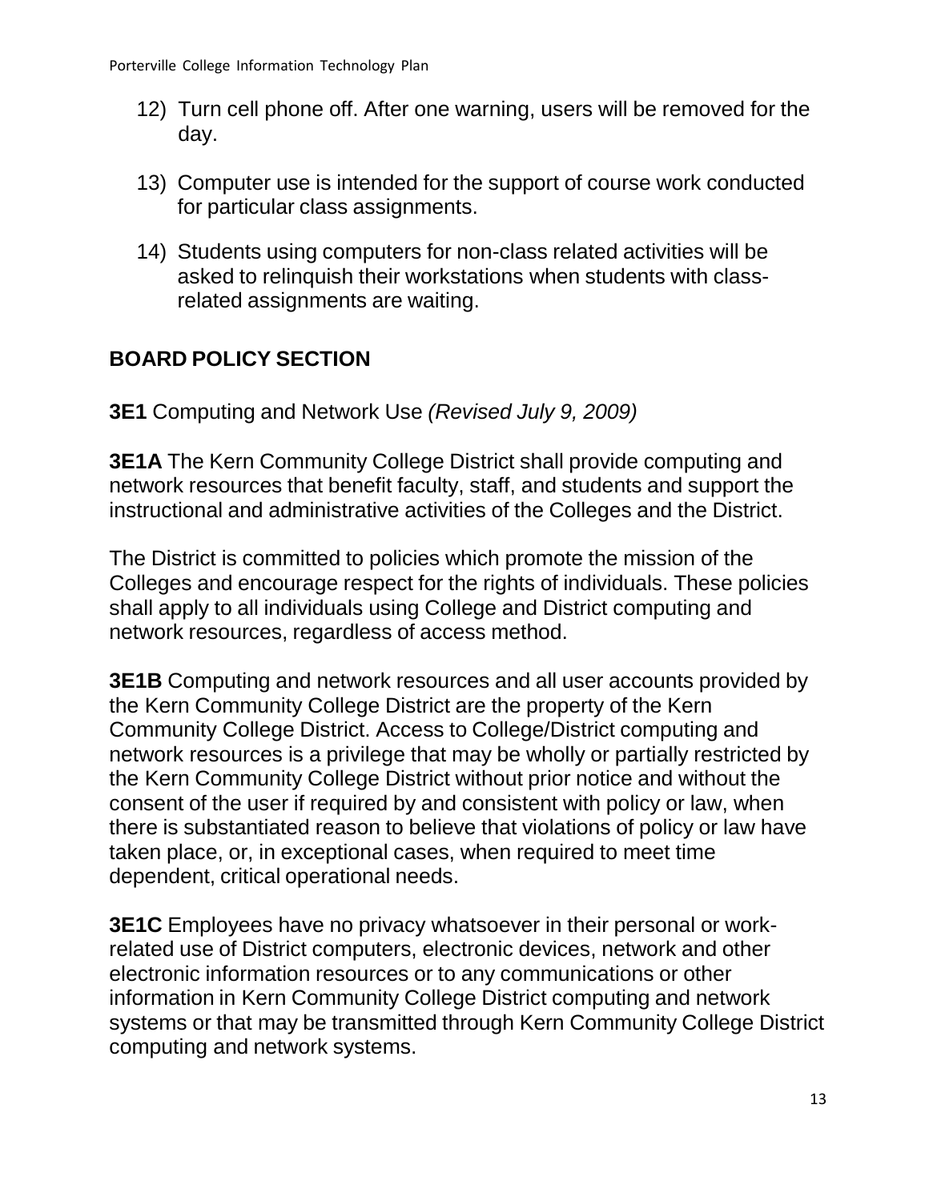12) Turn cell phone off. After one warning, users will be removed for the day.

13) Computer use is intended for the support of course work conducted for particular class assignments.

14) Students using computers for non-class related activities will be asked to relinquish their workstations when students with class-related assignments are waiting.

## BOARD POLICY SECTION

**3E1** Computing and Network Use *(Revised July 9, 2009)*

**3E1A** The Kern Community College District shall provide computing and network resources that benefit faculty, staff, and students and support the instructional and administrative activities of the Colleges and the District.

The District is committed to policies which promote the mission of the Colleges and encourage respect for the rights of individuals. These policies shall apply to all individuals using College and District computing and network resources, regardless of access method.

**3E1B** Computing and network resources and all user accounts provided by the Kern Community College District are the property of the Kern Community College District. Access to College/District computing and network resources is a privilege that may be wholly or partially restricted by the Kern Community College District without prior notice and without the consent of the user if required by and consistent with policy or law, when there is substantiated reason to believe that violations of policy or law have taken place, or, in exceptional cases, when required to meet time dependent, critical operational needs.

**3E1C** Employees have no privacy whatsoever in their personal or work-related use of District computers, electronic devices, network and other electronic information resources or to any communications or other information in Kern Community College District computing and network systems or that may be transmitted through Kern Community College District computing and network systems.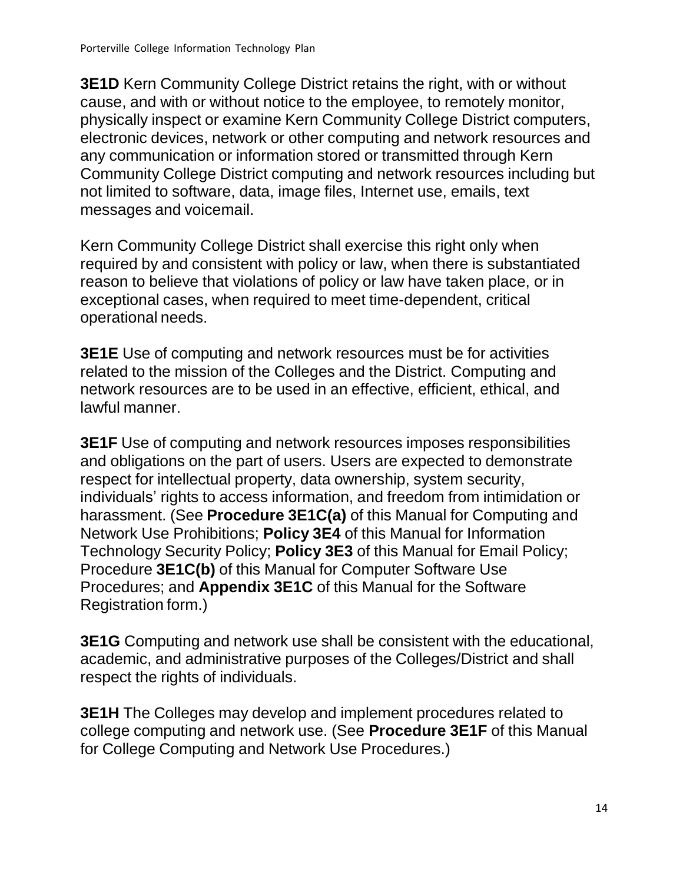**3E1D** Kern Community College District retains the right, with or without cause, and with or without notice to the employee, to remotely monitor, physically inspect or examine Kern Community College District computers, electronic devices, network or other computing and network resources and any communication or information stored or transmitted through Kern Community College District computing and network resources including but not limited to software, data, image files, Internet use, emails, text messages and voicemail.

Kern Community College District shall exercise this right only when required by and consistent with policy or law, when there is substantiated reason to believe that violations of policy or law have taken place, or in exceptional cases, when required to meet time-dependent, critical operational needs.

**3E1E** Use of computing and network resources must be for activities related to the mission of the Colleges and the District. Computing and network resources are to be used in an effective, efficient, ethical, and lawful manner.

**3E1F** Use of computing and network resources imposes responsibilities and obligations on the part of users. Users are expected to demonstrate respect for intellectual property, data ownership, system security, individuals' rights to access information, and freedom from intimidation or harassment. (See **Procedure 3E1C(a)** of this Manual for Computing and Network Use Prohibitions; **Policy 3E4** of this Manual for Information Technology Security Policy; **Policy 3E3** of this Manual for Email Policy; Procedure **3E1C(b)** of this Manual for Computer Software Use Procedures; and **Appendix 3E1C** of this Manual for the Software Registration form.)

**3E1G** Computing and network use shall be consistent with the educational, academic, and administrative purposes of the Colleges/District and shall respect the rights of individuals.

**3E1H** The Colleges may develop and implement procedures related to college computing and network use. (See **Procedure 3E1F** of this Manual for College Computing and Network Use Procedures.)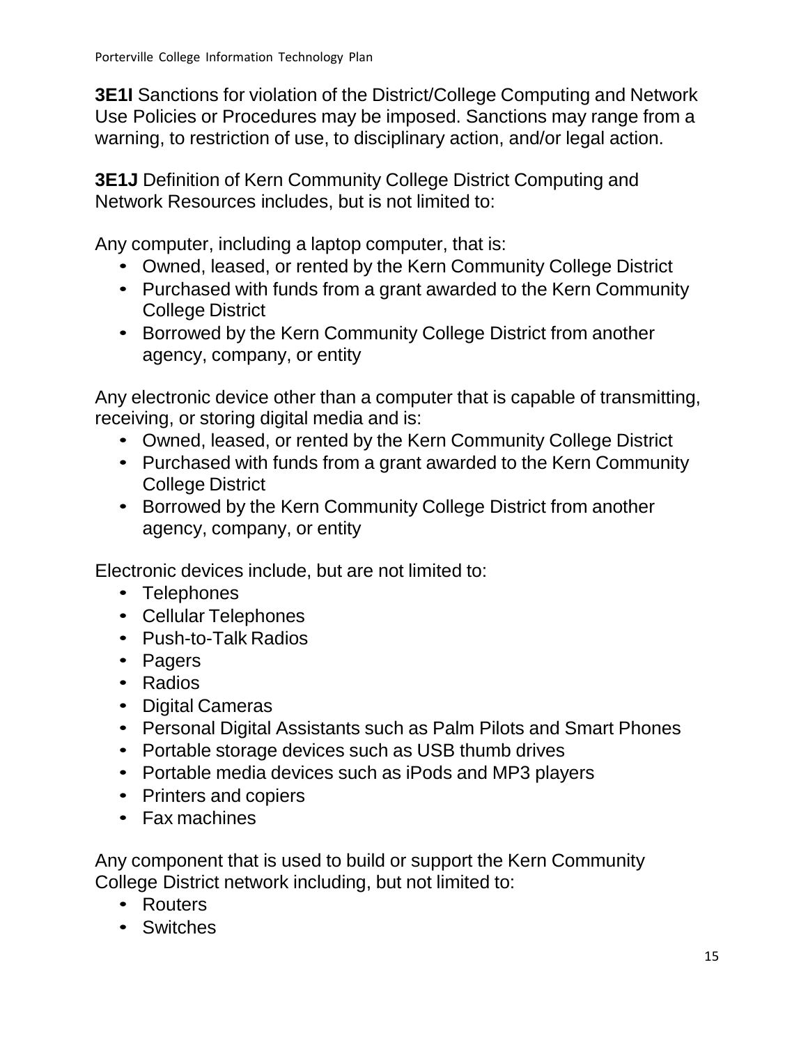**3E1I** Sanctions for violation of the District/College Computing and Network Use Policies or Procedures may be imposed. Sanctions may range from a warning, to restriction of use, to disciplinary action, and/or legal action.

**3E1J** Definition of Kern Community College District Computing and Network Resources includes, but is not limited to:

Any computer, including a laptop computer, that is:

- Owned, leased, or rented by the Kern Community College District
- Purchased with funds from a grant awarded to the Kern Community College District
- Borrowed by the Kern Community College District from another agency, company, or entity

Any electronic device other than a computer that is capable of transmitting, receiving, or storing digital media and is:

- Owned, leased, or rented by the Kern Community College District
- Purchased with funds from a grant awarded to the Kern Community College District
- Borrowed by the Kern Community College District from another agency, company, or entity

Electronic devices include, but are not limited to:

- Telephones
- Cellular Telephones
- Push-to-Talk Radios
- Pagers
- Radios
- Digital Cameras
- Personal Digital Assistants such as Palm Pilots and Smart Phones
- Portable storage devices such as USB thumb drives
- Portable media devices such as iPods and MP3 players
- Printers and copiers
- Fax machines

Any component that is used to build or support the Kern Community College District network including, but not limited to:

- Routers
- Switches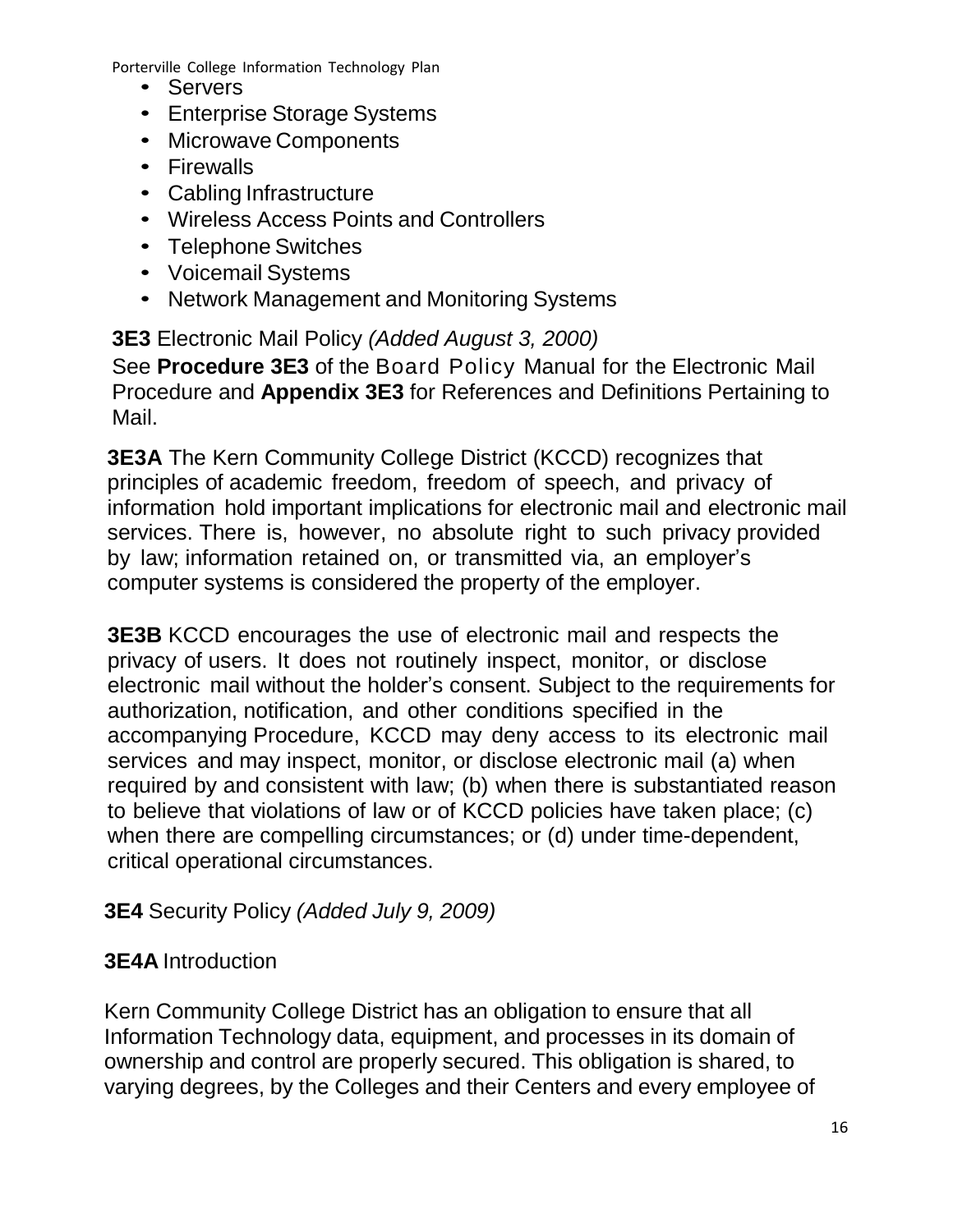- Servers
- Enterprise Storage Systems
- Microwave Components
- Firewalls
- Cabling Infrastructure
- Wireless Access Points and Controllers
- Telephone Switches
- Voicemail Systems
- Network Management and Monitoring Systems

**3E3** Electronic Mail Policy *(Added August 3, 2000)*

See **Procedure 3E3** of the Board Policy Manual for the Electronic Mail Procedure and **Appendix 3E3** for References and Definitions Pertaining to Mail.

**3E3A** The Kern Community College District (KCCD) recognizes that principles of academic freedom, freedom of speech, and privacy of information hold important implications for electronic mail and electronic mail services. There is, however, no absolute right to such privacy provided by law; information retained on, or transmitted via, an employer's computer systems is considered the property of the employer.

**3E3B** KCCD encourages the use of electronic mail and respects the privacy of users. It does not routinely inspect, monitor, or disclose electronic mail without the holder's consent. Subject to the requirements for authorization, notification, and other conditions specified in the accompanying Procedure, KCCD may deny access to its electronic mail services and may inspect, monitor, or disclose electronic mail (a) when required by and consistent with law; (b) when there is substantiated reason to believe that violations of law or of KCCD policies have taken place; (c) when there are compelling circumstances; or (d) under time-dependent, critical operational circumstances.

**3E4** Security Policy *(Added July 9, 2009)*

**3E4A** Introduction

Kern Community College District has an obligation to ensure that all Information Technology data, equipment, and processes in its domain of ownership and control are properly secured. This obligation is shared, to varying degrees, by the Colleges and their Centers and every employee of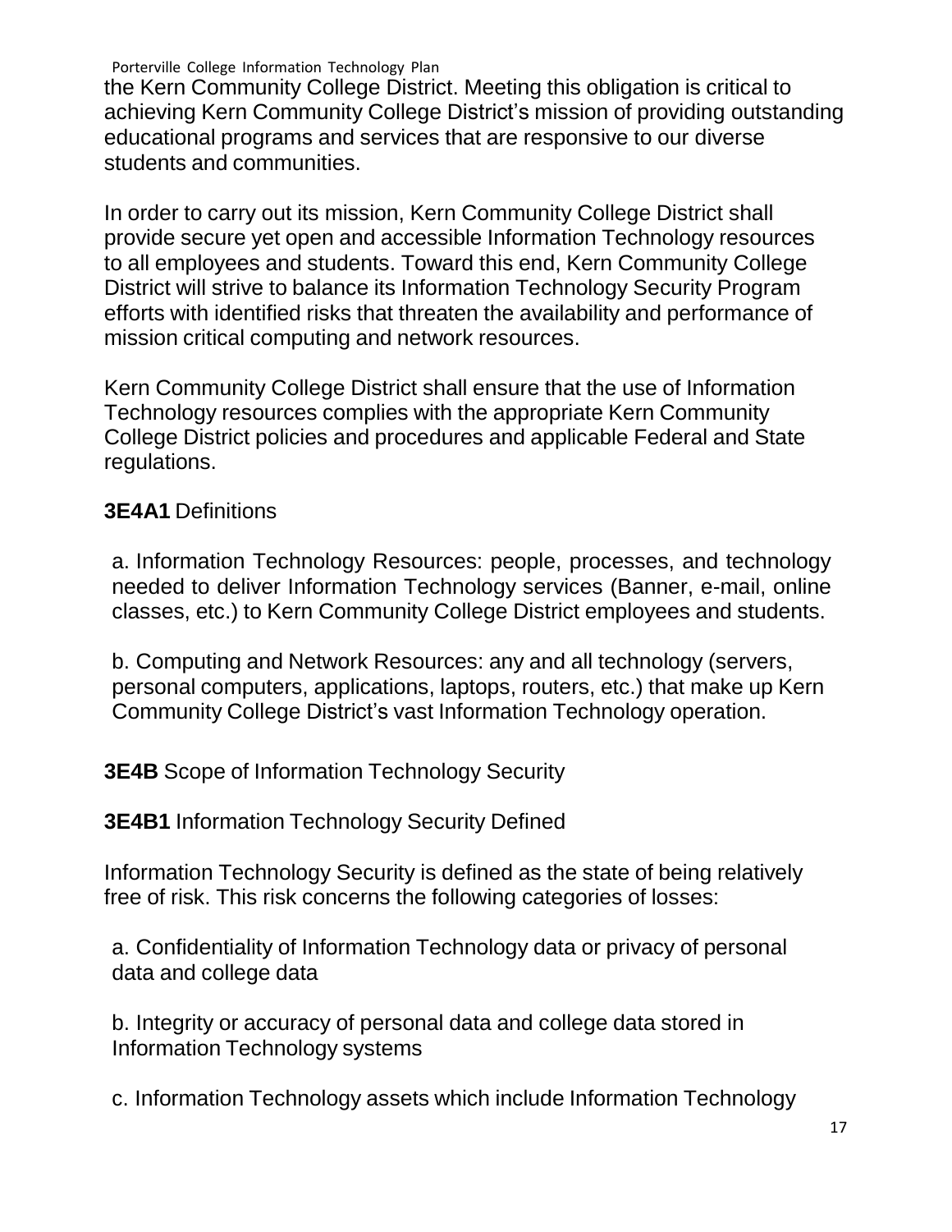the Kern Community College District. Meeting this obligation is critical to achieving Kern Community College District's mission of providing outstanding educational programs and services that are responsive to our diverse students and communities.

In order to carry out its mission, Kern Community College District shall provide secure yet open and accessible Information Technology resources to all employees and students. Toward this end, Kern Community College District will strive to balance its Information Technology Security Program efforts with identified risks that threaten the availability and performance of mission critical computing and network resources.

Kern Community College District shall ensure that the use of Information Technology resources complies with the appropriate Kern Community College District policies and procedures and applicable Federal and State regulations.

**3E4A1** Definitions

a. Information Technology Resources: people, processes, and technology needed to deliver Information Technology services (Banner, e-mail, online classes, etc.) to Kern Community College District employees and students.

b. Computing and Network Resources: any and all technology (servers, personal computers, applications, laptops, routers, etc.) that make up Kern Community College District's vast Information Technology operation.

**3E4B** Scope of Information Technology Security

**3E4B1** Information Technology Security Defined

Information Technology Security is defined as the state of being relatively free of risk. This risk concerns the following categories of losses:

a. Confidentiality of Information Technology data or privacy of personal data and college data

b. Integrity or accuracy of personal data and college data stored in Information Technology systems

c. Information Technology assets which include Information Technology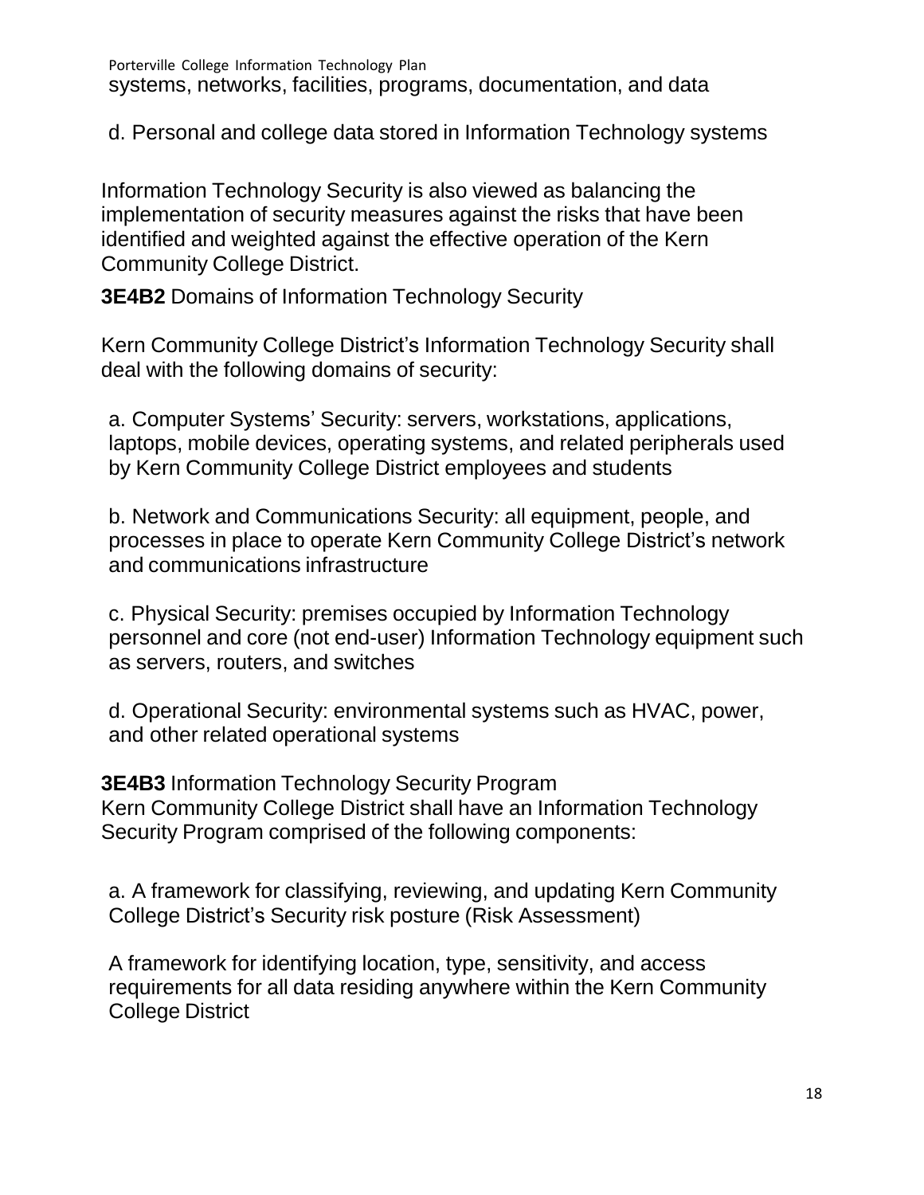systems, networks, facilities, programs, documentation, and data

d. Personal and college data stored in Information Technology systems

Information Technology Security is also viewed as balancing the implementation of security measures against the risks that have been identified and weighted against the effective operation of the Kern Community College District.

**3E4B2** Domains of Information Technology Security

Kern Community College District's Information Technology Security shall deal with the following domains of security:

a. Computer Systems' Security: servers, workstations, applications, laptops, mobile devices, operating systems, and related peripherals used by Kern Community College District employees and students

b. Network and Communications Security: all equipment, people, and processes in place to operate Kern Community College District's network and communications infrastructure

c. Physical Security: premises occupied by Information Technology personnel and core (not end-user) Information Technology equipment such as servers, routers, and switches

d. Operational Security: environmental systems such as HVAC, power, and other related operational systems

**3E4B3** Information Technology Security Program
Kern Community College District shall have an Information Technology Security Program comprised of the following components:

a. A framework for classifying, reviewing, and updating Kern Community College District's Security risk posture (Risk Assessment)

A framework for identifying location, type, sensitivity, and access requirements for all data residing anywhere within the Kern Community College District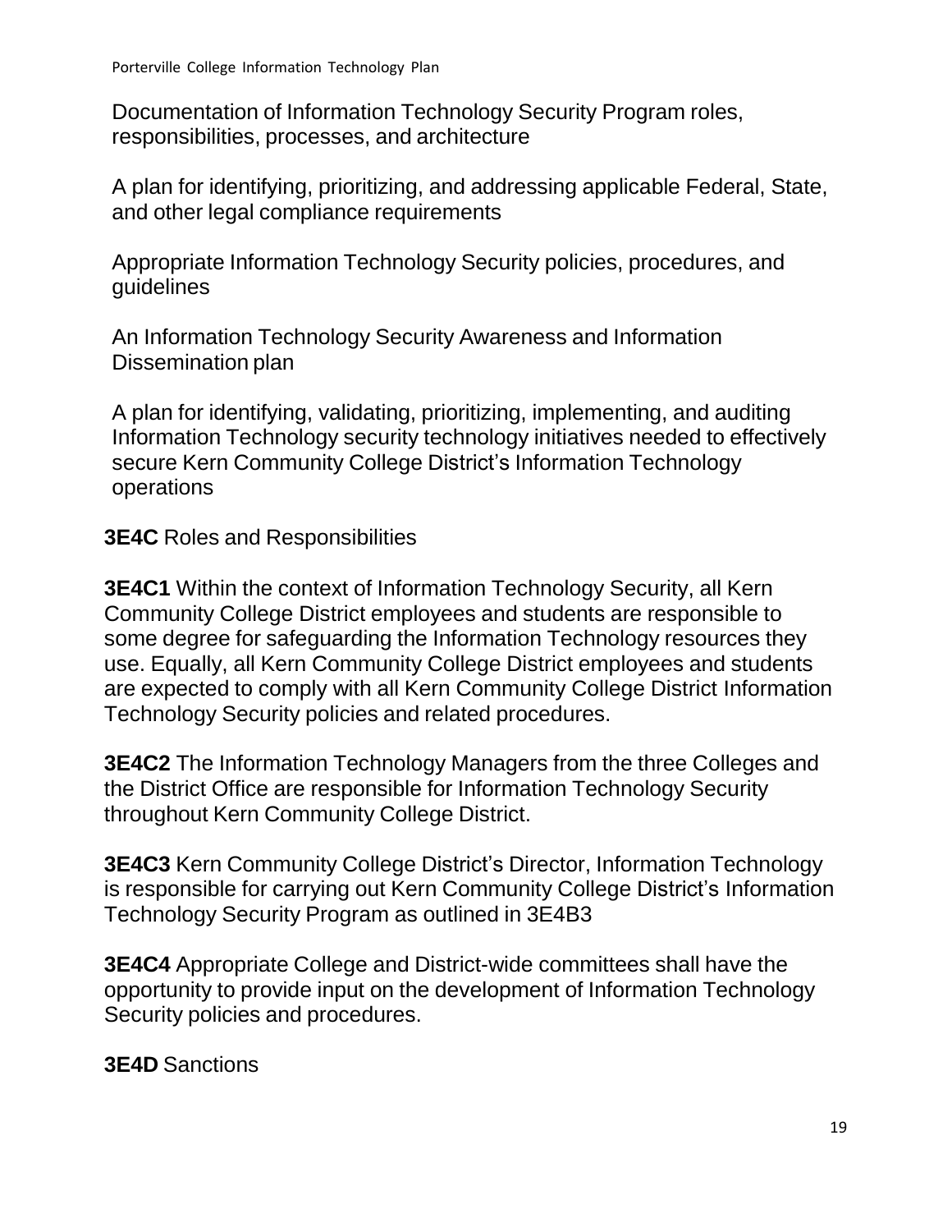Documentation of Information Technology Security Program roles, responsibilities, processes, and architecture

A plan for identifying, prioritizing, and addressing applicable Federal, State, and other legal compliance requirements

Appropriate Information Technology Security policies, procedures, and guidelines

An Information Technology Security Awareness and Information Dissemination plan

A plan for identifying, validating, prioritizing, implementing, and auditing Information Technology security technology initiatives needed to effectively secure Kern Community College District's Information Technology operations

**3E4C** Roles and Responsibilities

**3E4C1** Within the context of Information Technology Security, all Kern Community College District employees and students are responsible to some degree for safeguarding the Information Technology resources they use. Equally, all Kern Community College District employees and students are expected to comply with all Kern Community College District Information Technology Security policies and related procedures.

**3E4C2** The Information Technology Managers from the three Colleges and the District Office are responsible for Information Technology Security throughout Kern Community College District.

**3E4C3** Kern Community College District's Director, Information Technology is responsible for carrying out Kern Community College District's Information Technology Security Program as outlined in 3E4B3

**3E4C4** Appropriate College and District-wide committees shall have the opportunity to provide input on the development of Information Technology Security policies and procedures.

**3E4D** Sanctions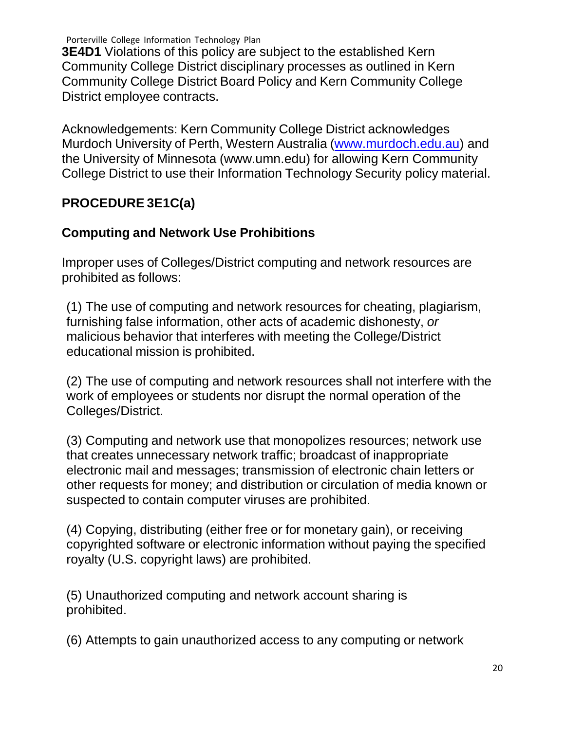**3E4D1** Violations of this policy are subject to the established Kern Community College District disciplinary processes as outlined in Kern Community College District Board Policy and Kern Community College District employee contracts.

Acknowledgements: Kern Community College District acknowledges Murdoch University of Perth, Western Australia (www.murdoch.edu.au) and the University of Minnesota (www.umn.edu) for allowing Kern Community College District to use their Information Technology Security policy material.

## PROCEDURE 3E1C(a)

### Computing and Network Use Prohibitions

Improper uses of Colleges/District computing and network resources are prohibited as follows:

(1) The use of computing and network resources for cheating, plagiarism, furnishing false information, other acts of academic dishonesty, *or* malicious behavior that interferes with meeting the College/District educational mission is prohibited.

(2) The use of computing and network resources shall not interfere with the work of employees or students nor disrupt the normal operation of the Colleges/District.

(3) Computing and network use that monopolizes resources; network use that creates unnecessary network traffic; broadcast of inappropriate electronic mail and messages; transmission of electronic chain letters or other requests for money; and distribution or circulation of media known or suspected to contain computer viruses are prohibited.

(4) Copying, distributing (either free or for monetary gain), or receiving copyrighted software or electronic information without paying the specified royalty (U.S. copyright laws) are prohibited.

(5) Unauthorized computing and network account sharing is prohibited.

(6) Attempts to gain unauthorized access to any computing or network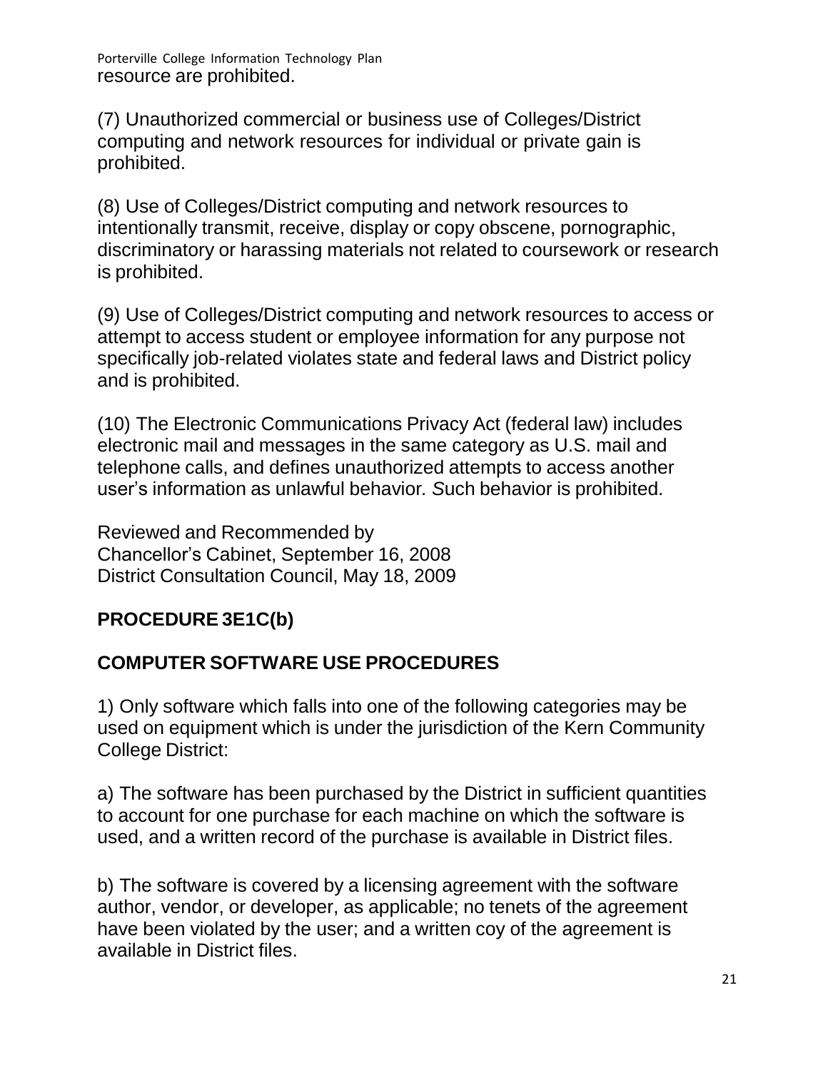resource are prohibited.

(7) Unauthorized commercial or business use of Colleges/District computing and network resources for individual or private gain is prohibited.

(8) Use of Colleges/District computing and network resources to intentionally transmit, receive, display or copy obscene, pornographic, discriminatory or harassing materials not related to coursework or research is prohibited.

(9) Use of Colleges/District computing and network resources to access or attempt to access student or employee information for any purpose not specifically job-related violates state and federal laws and District policy and is prohibited.

(10) The Electronic Communications Privacy Act (federal law) includes electronic mail and messages in the same category as U.S. mail and telephone calls, and defines unauthorized attempts to access another user's information as unlawful behavior*. S*uch behavior is prohibited.

Reviewed and Recommended by
Chancellor's Cabinet, September 16, 2008
District Consultation Council, May 18, 2009

## PROCEDURE 3E1C(b)

## COMPUTER SOFTWARE USE PROCEDURES

1) Only software which falls into one of the following categories may be used on equipment which is under the jurisdiction of the Kern Community College District:

a) The software has been purchased by the District in sufficient quantities to account for one purchase for each machine on which the software is used, and a written record of the purchase is available in District files.

b) The software is covered by a licensing agreement with the software author, vendor, or developer, as applicable; no tenets of the agreement have been violated by the user; and a written coy of the agreement is available in District files.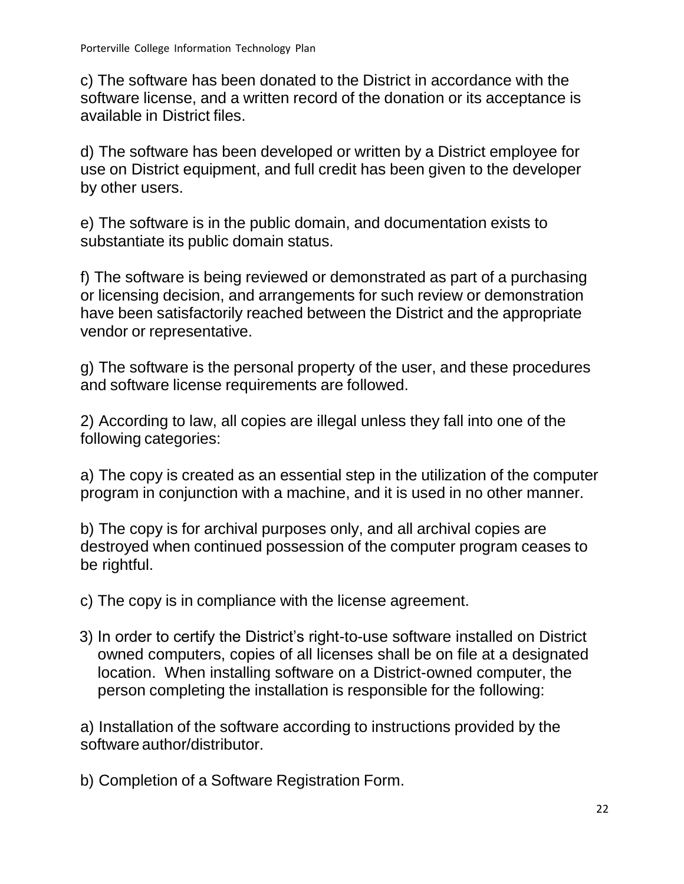c) The software has been donated to the District in accordance with the software license, and a written record of the donation or its acceptance is available in District files.

d) The software has been developed or written by a District employee for use on District equipment, and full credit has been given to the developer by other users.

e) The software is in the public domain, and documentation exists to substantiate its public domain status.

f) The software is being reviewed or demonstrated as part of a purchasing or licensing decision, and arrangements for such review or demonstration have been satisfactorily reached between the District and the appropriate vendor or representative.

g) The software is the personal property of the user, and these procedures and software license requirements are followed.

2) According to law, all copies are illegal unless they fall into one of the following categories:

a) The copy is created as an essential step in the utilization of the computer program in conjunction with a machine, and it is used in no other manner.

b) The copy is for archival purposes only, and all archival copies are destroyed when continued possession of the computer program ceases to be rightful.

c) The copy is in compliance with the license agreement.

3) In order to certify the District's right-to-use software installed on District owned computers, copies of all licenses shall be on file at a designated location. When installing software on a District-owned computer, the person completing the installation is responsible for the following:

a) Installation of the software according to instructions provided by the software author/distributor.

b) Completion of a Software Registration Form.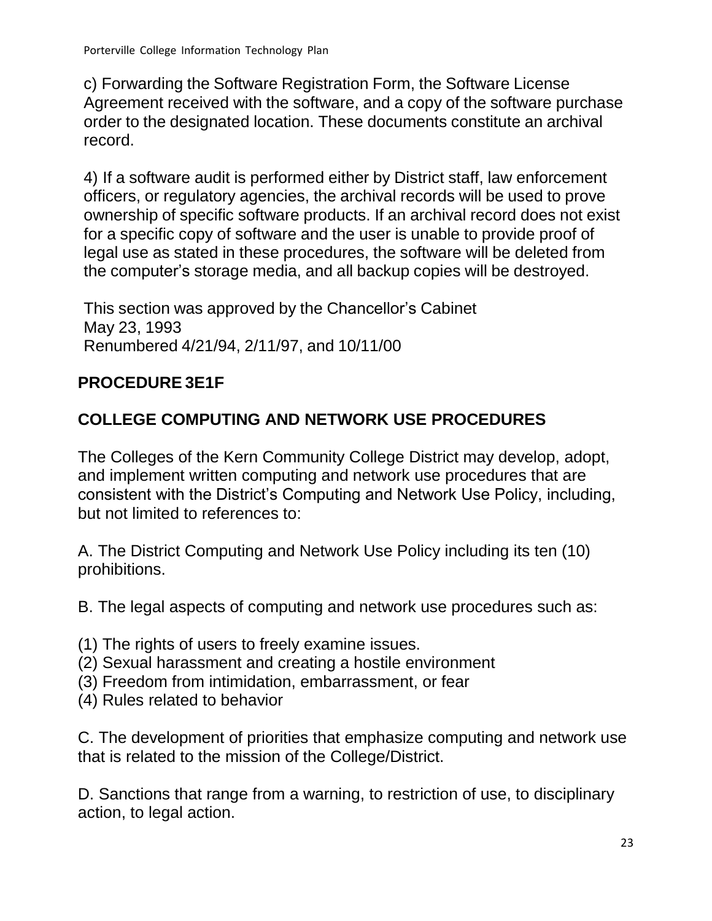c) Forwarding the Software Registration Form, the Software License Agreement received with the software, and a copy of the software purchase order to the designated location. These documents constitute an archival record.

4) If a software audit is performed either by District staff, law enforcement officers, or regulatory agencies, the archival records will be used to prove ownership of specific software products. If an archival record does not exist for a specific copy of software and the user is unable to provide proof of legal use as stated in these procedures, the software will be deleted from the computer's storage media, and all backup copies will be destroyed.

This section was approved by the Chancellor's Cabinet
May 23, 1993
Renumbered 4/21/94, 2/11/97, and 10/11/00

**PROCEDURE 3E1F**

**COLLEGE COMPUTING AND NETWORK USE PROCEDURES**

The Colleges of the Kern Community College District may develop, adopt, and implement written computing and network use procedures that are consistent with the District's Computing and Network Use Policy, including, but not limited to references to:

A. The District Computing and Network Use Policy including its ten (10) prohibitions.

B. The legal aspects of computing and network use procedures such as:

(1) The rights of users to freely examine issues.
(2) Sexual harassment and creating a hostile environment
(3) Freedom from intimidation, embarrassment, or fear
(4) Rules related to behavior

C. The development of priorities that emphasize computing and network use that is related to the mission of the College/District.

D. Sanctions that range from a warning, to restriction of use, to disciplinary action, to legal action.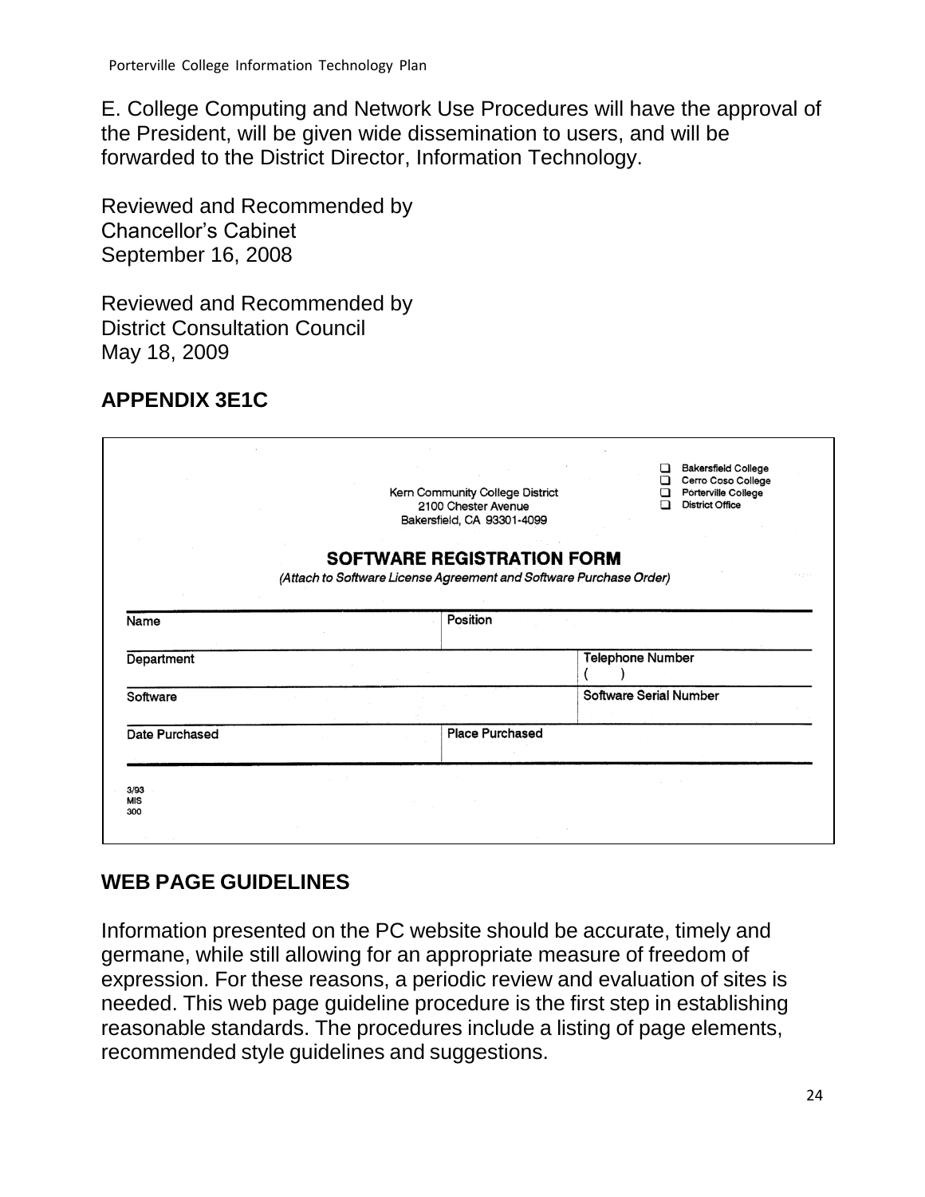E. College Computing and Network Use Procedures will have the approval of the President, will be given wide dissemination to users, and will be forwarded to the District Director, Information Technology.

Reviewed and Recommended by
Chancellor's Cabinet
September 16, 2008

Reviewed and Recommended by
District Consultation Council
May 18, 2009

## APPENDIX 3E1C

Kern Community College District
2100 Chester Avenue
Bakersfield, CA 93301-4099

- ☐ Bakersfield College
- ☐ Cerro Coso College
- ☐ Porterville College
- ☐ District Office

### SOFTWARE REGISTRATION FORM

*(Attach to Software License Agreement and Software Purchase Order)*

| Name | Position | |
|---|---|---|
| Department | | Telephone Number ( ) |
| Software | | Software Serial Number |
| Date Purchased | Place Purchased | |

3/93
MIS
300

## WEB PAGE GUIDELINES

Information presented on the PC website should be accurate, timely and germane, while still allowing for an appropriate measure of freedom of expression. For these reasons, a periodic review and evaluation of sites is needed. This web page guideline procedure is the first step in establishing reasonable standards. The procedures include a listing of page elements, recommended style guidelines and suggestions.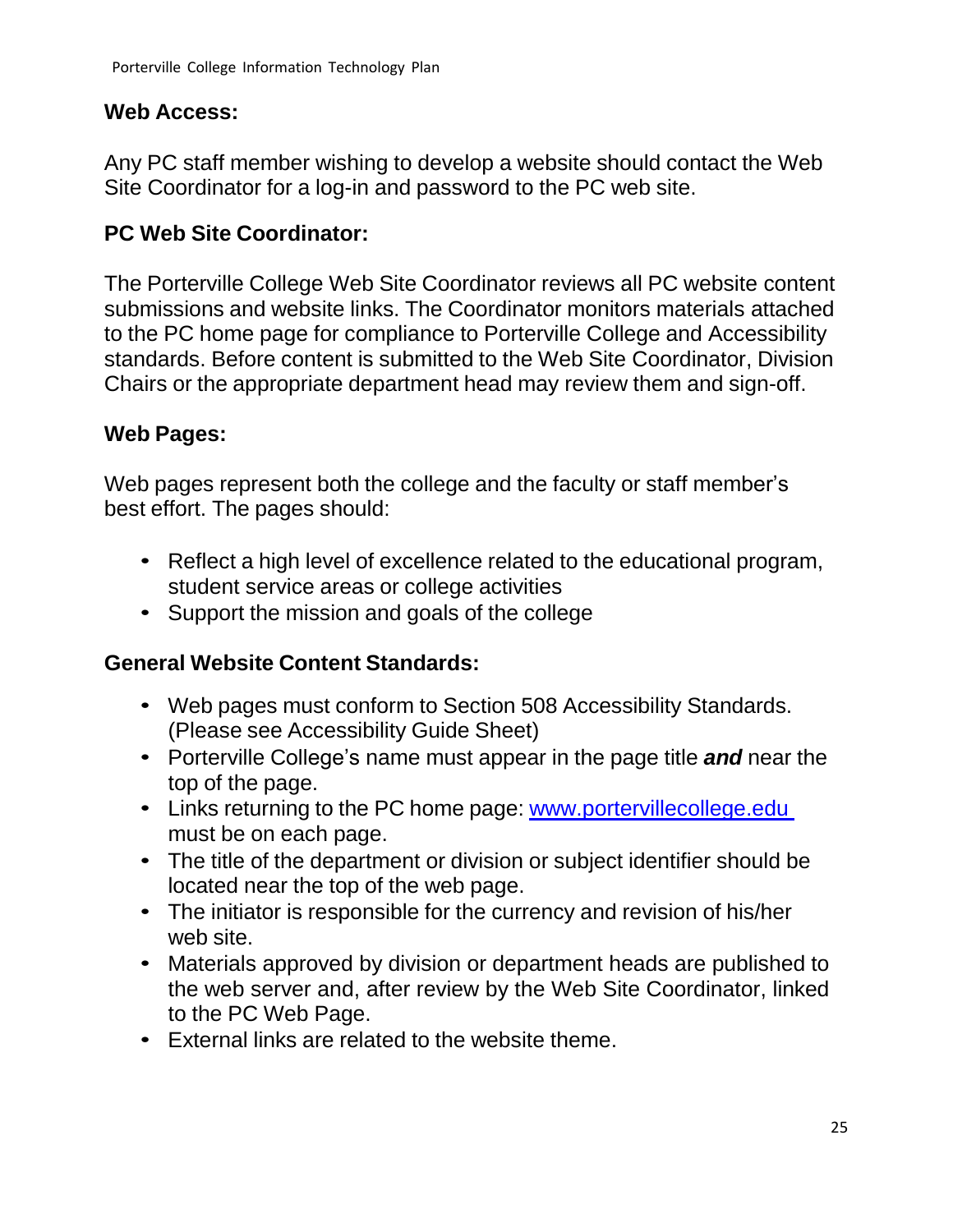**Web Access:**

Any PC staff member wishing to develop a website should contact the Web Site Coordinator for a log-in and password to the PC web site.

**PC Web Site Coordinator:**

The Porterville College Web Site Coordinator reviews all PC website content submissions and website links. The Coordinator monitors materials attached to the PC home page for compliance to Porterville College and Accessibility standards. Before content is submitted to the Web Site Coordinator, Division Chairs or the appropriate department head may review them and sign-off.

**Web Pages:**

Web pages represent both the college and the faculty or staff member's best effort. The pages should:

- Reflect a high level of excellence related to the educational program, student service areas or college activities
- Support the mission and goals of the college

**General Website Content Standards:**

- Web pages must conform to Section 508 Accessibility Standards. (Please see Accessibility Guide Sheet)
- Porterville College's name must appear in the page title ***and*** near the top of the page.
- Links returning to the PC home page: [www.portervillecollege.edu](http://www.portervillecollege.edu) must be on each page.
- The title of the department or division or subject identifier should be located near the top of the web page.
- The initiator is responsible for the currency and revision of his/her web site.
- Materials approved by division or department heads are published to the web server and, after review by the Web Site Coordinator, linked to the PC Web Page.
- External links are related to the website theme.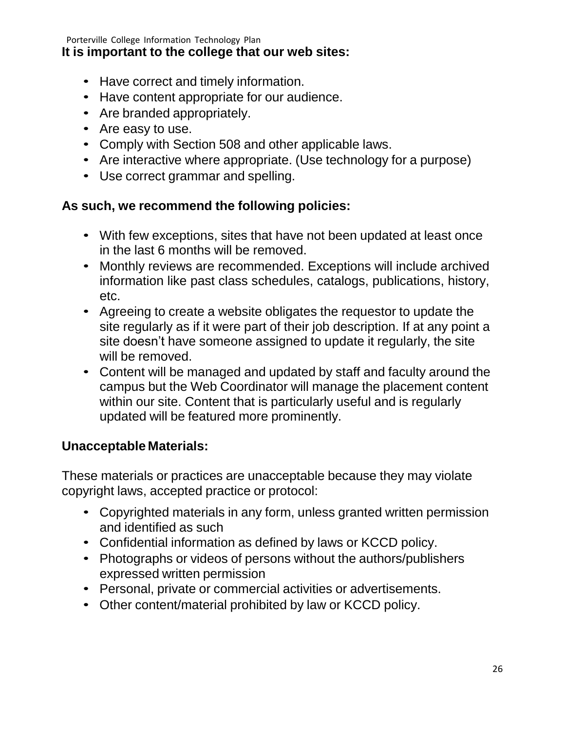**It is important to the college that our web sites:**

- Have correct and timely information.
- Have content appropriate for our audience.
- Are branded appropriately.
- Are easy to use.
- Comply with Section 508 and other applicable laws.
- Are interactive where appropriate. (Use technology for a purpose)
- Use correct grammar and spelling.

**As such, we recommend the following policies:**

- With few exceptions, sites that have not been updated at least once in the last 6 months will be removed.
- Monthly reviews are recommended. Exceptions will include archived information like past class schedules, catalogs, publications, history, etc.
- Agreeing to create a website obligates the requestor to update the site regularly as if it were part of their job description. If at any point a site doesn't have someone assigned to update it regularly, the site will be removed.
- Content will be managed and updated by staff and faculty around the campus but the Web Coordinator will manage the placement content within our site. Content that is particularly useful and is regularly updated will be featured more prominently.

**Unacceptable Materials:**

These materials or practices are unacceptable because they may violate copyright laws, accepted practice or protocol:

- Copyrighted materials in any form, unless granted written permission and identified as such
- Confidential information as defined by laws or KCCD policy.
- Photographs or videos of persons without the authors/publishers expressed written permission
- Personal, private or commercial activities or advertisements.
- Other content/material prohibited by law or KCCD policy.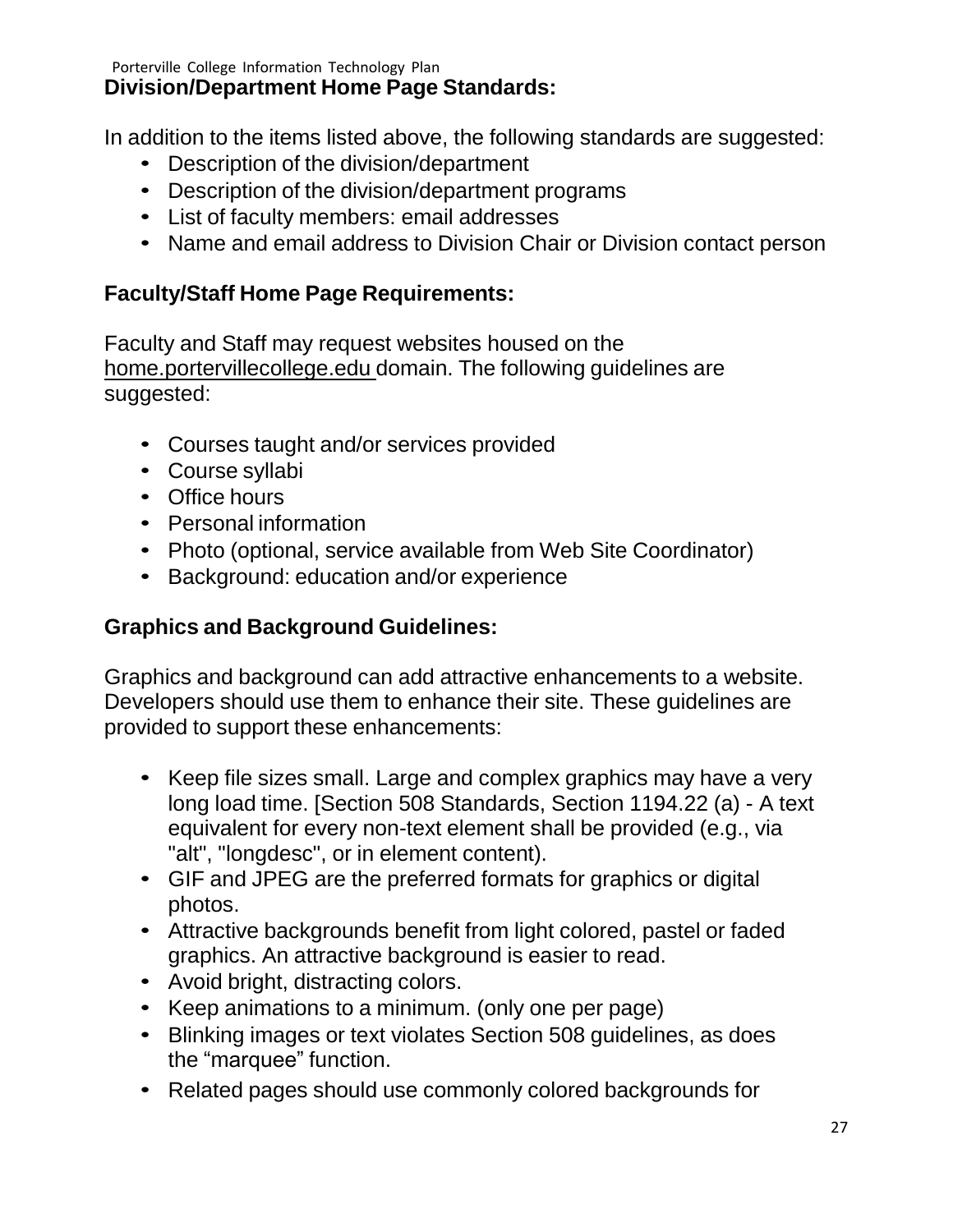## Division/Department Home Page Standards:

In addition to the items listed above, the following standards are suggested:

- Description of the division/department
- Description of the division/department programs
- List of faculty members: email addresses
- Name and email address to Division Chair or Division contact person

## Faculty/Staff Home Page Requirements:

Faculty and Staff may request websites housed on the home.portervillecollege.edu domain. The following guidelines are suggested:

- Courses taught and/or services provided
- Course syllabi
- Office hours
- Personal information
- Photo (optional, service available from Web Site Coordinator)
- Background: education and/or experience

## Graphics and Background Guidelines:

Graphics and background can add attractive enhancements to a website. Developers should use them to enhance their site. These guidelines are provided to support these enhancements:

- Keep file sizes small. Large and complex graphics may have a very long load time. [Section 508 Standards, Section 1194.22 (a) - A text equivalent for every non-text element shall be provided (e.g., via "alt", "longdesc", or in element content).
- GIF and JPEG are the preferred formats for graphics or digital photos.
- Attractive backgrounds benefit from light colored, pastel or faded graphics. An attractive background is easier to read.
- Avoid bright, distracting colors.
- Keep animations to a minimum. (only one per page)
- Blinking images or text violates Section 508 guidelines, as does the "marquee" function.
- Related pages should use commonly colored backgrounds for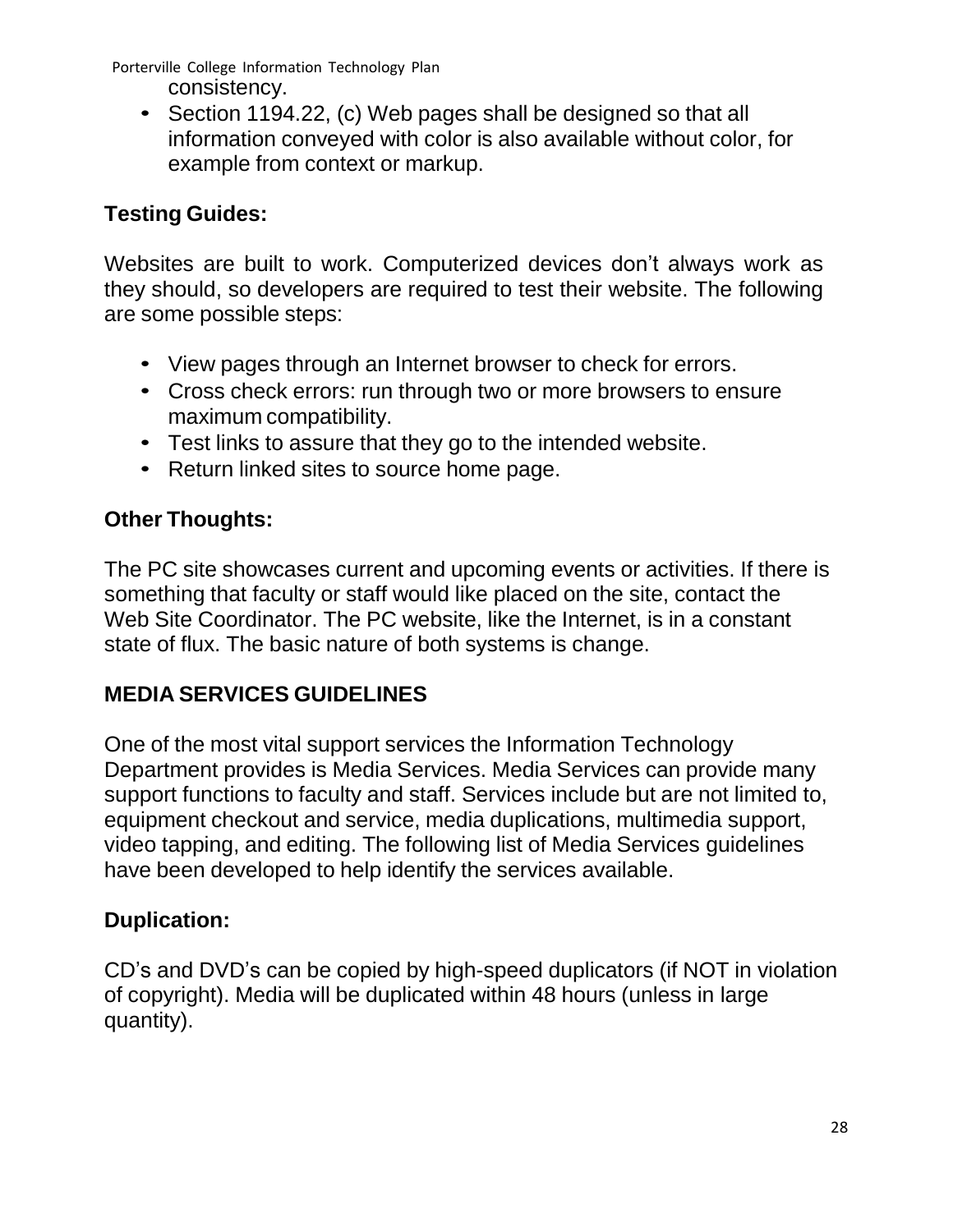consistency.

- Section 1194.22, (c) Web pages shall be designed so that all information conveyed with color is also available without color, for example from context or markup.

### Testing Guides:

Websites are built to work. Computerized devices don't always work as they should, so developers are required to test their website. The following are some possible steps:

- View pages through an Internet browser to check for errors.
- Cross check errors: run through two or more browsers to ensure maximum compatibility.
- Test links to assure that they go to the intended website.
- Return linked sites to source home page.

### Other Thoughts:

The PC site showcases current and upcoming events or activities. If there is something that faculty or staff would like placed on the site, contact the Web Site Coordinator. The PC website, like the Internet, is in a constant state of flux. The basic nature of both systems is change.

## MEDIA SERVICES GUIDELINES

One of the most vital support services the Information Technology Department provides is Media Services. Media Services can provide many support functions to faculty and staff. Services include but are not limited to, equipment checkout and service, media duplications, multimedia support, video tapping, and editing. The following list of Media Services guidelines have been developed to help identify the services available.

### Duplication:

CD's and DVD's can be copied by high-speed duplicators (if NOT in violation of copyright). Media will be duplicated within 48 hours (unless in large quantity).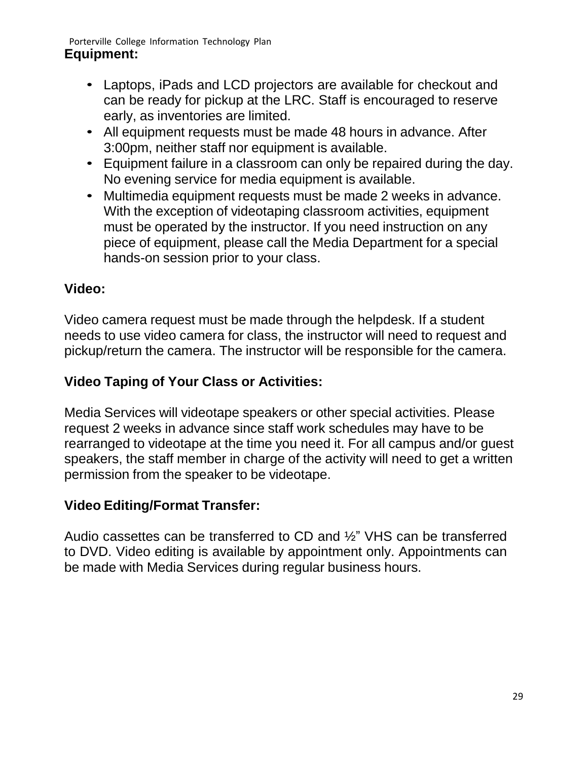**Equipment:**

- Laptops, iPads and LCD projectors are available for checkout and can be ready for pickup at the LRC. Staff is encouraged to reserve early, as inventories are limited.
- All equipment requests must be made 48 hours in advance. After 3:00pm, neither staff nor equipment is available.
- Equipment failure in a classroom can only be repaired during the day. No evening service for media equipment is available.
- Multimedia equipment requests must be made 2 weeks in advance. With the exception of videotaping classroom activities, equipment must be operated by the instructor. If you need instruction on any piece of equipment, please call the Media Department for a special hands-on session prior to your class.

**Video:**

Video camera request must be made through the helpdesk. If a student needs to use video camera for class, the instructor will need to request and pickup/return the camera. The instructor will be responsible for the camera.

**Video Taping of Your Class or Activities:**

Media Services will videotape speakers or other special activities. Please request 2 weeks in advance since staff work schedules may have to be rearranged to videotape at the time you need it. For all campus and/or guest speakers, the staff member in charge of the activity will need to get a written permission from the speaker to be videotape.

**Video Editing/Format Transfer:**

Audio cassettes can be transferred to CD and ½" VHS can be transferred to DVD. Video editing is available by appointment only. Appointments can be made with Media Services during regular business hours.